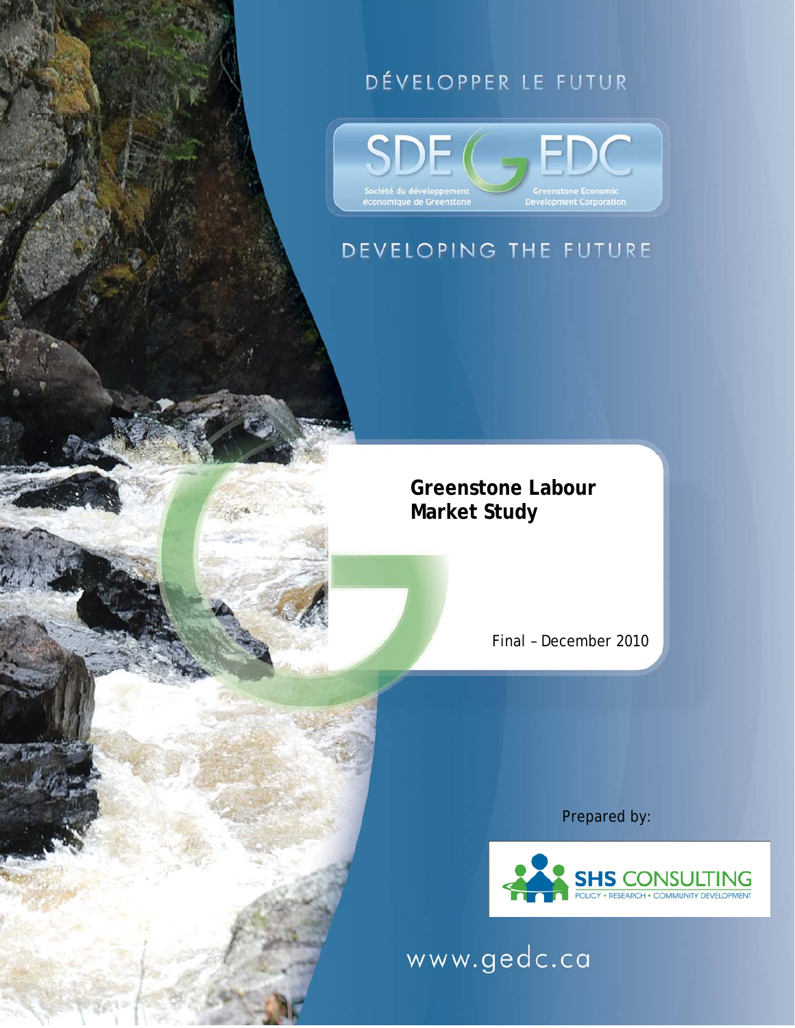DÉVELOPPER LE FUTUR

SDE EDC

Société du développement économique de Greenstone

Greenstone Economic Development Corporation

DEVELOPING THE FUTURE

# Greenstone Labour Market Study

Final – December 2010

Prepared by:

SHS CONSULTING

POLICY • RESEARCH • COMMUNITY DEVELOPMENT

www.gedc.ca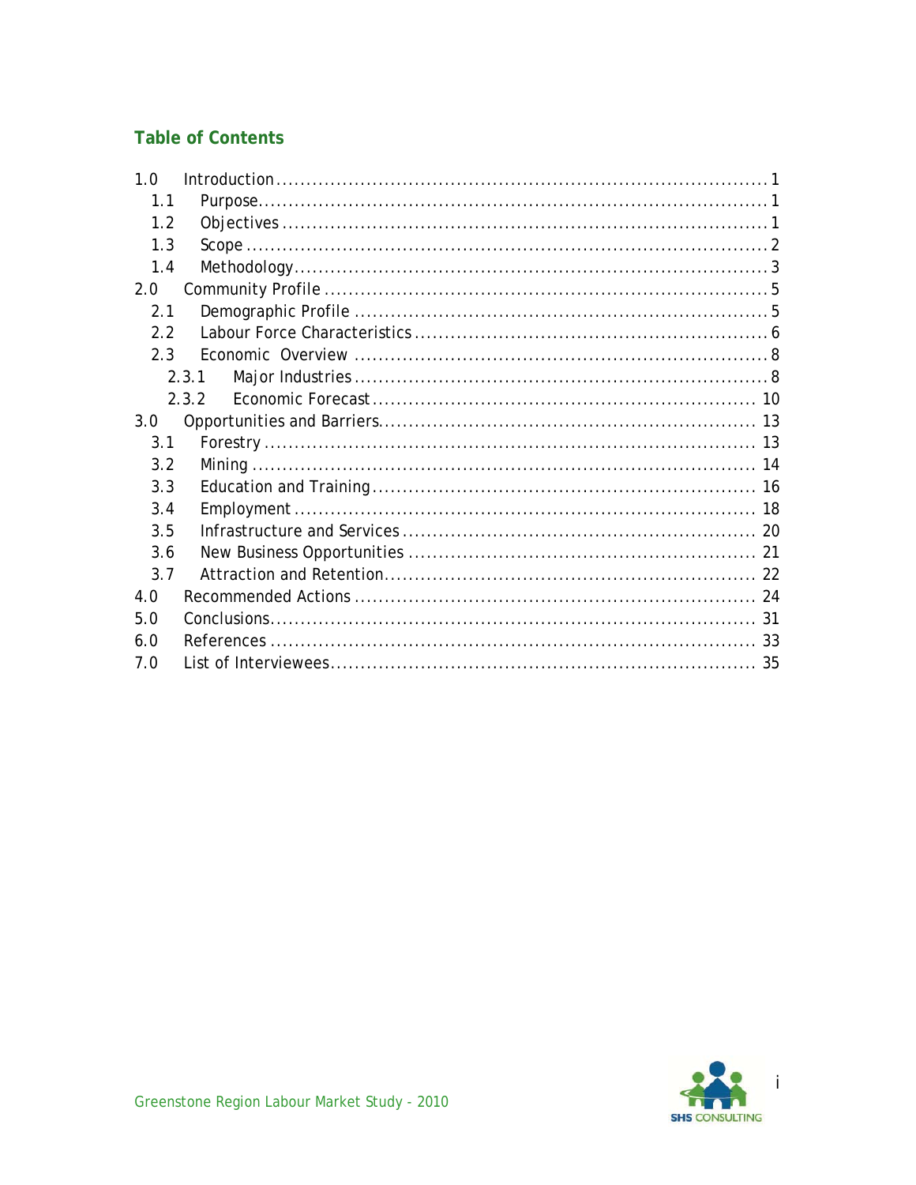## Table of Contents

- 1.0 Introduction ........ 1
  - 1.1 Purpose ........ 1
  - 1.2 Objectives ........ 1
  - 1.3 Scope ........ 2
  - 1.4 Methodology ........ 3
- 2.0 Community Profile ........ 5
  - 2.1 Demographic Profile ........ 5
  - 2.2 Labour Force Characteristics ........ 6
  - 2.3 Economic Overview ........ 8
    - 2.3.1 Major Industries ........ 8
    - 2.3.2 Economic Forecast ........ 10
- 3.0 Opportunities and Barriers ........ 13
  - 3.1 Forestry ........ 13
  - 3.2 Mining ........ 14
  - 3.3 Education and Training ........ 16
  - 3.4 Employment ........ 18
  - 3.5 Infrastructure and Services ........ 20
  - 3.6 New Business Opportunities ........ 21
  - 3.7 Attraction and Retention ........ 22
- 4.0 Recommended Actions ........ 24
- 5.0 Conclusions ........ 31
- 6.0 References ........ 33
- 7.0 List of Interviewees ........ 35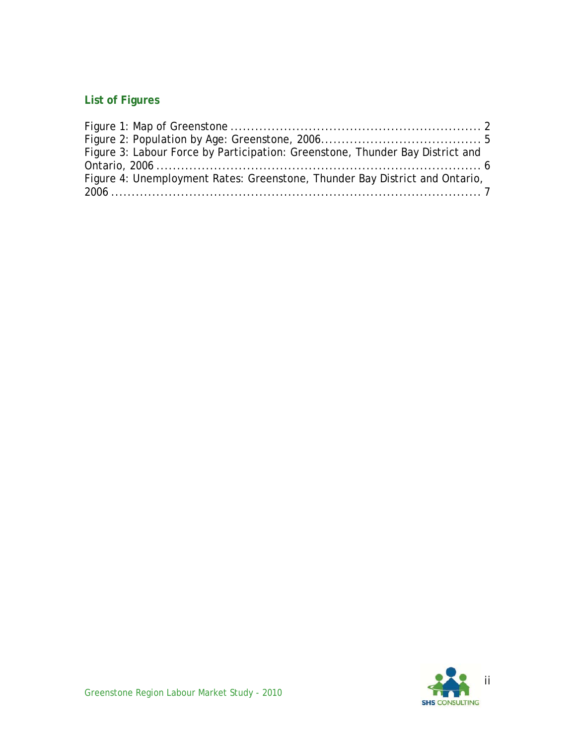## List of Figures

Figure 1: Map of Greenstone ............................................................ 2
Figure 2: Population by Age: Greenstone, 2006...................................... 5
Figure 3: Labour Force by Participation: Greenstone, Thunder Bay District and Ontario, 2006 ............................................................................ 6
Figure 4: Unemployment Rates: Greenstone, Thunder Bay District and Ontario, 2006 .................................................................................... 7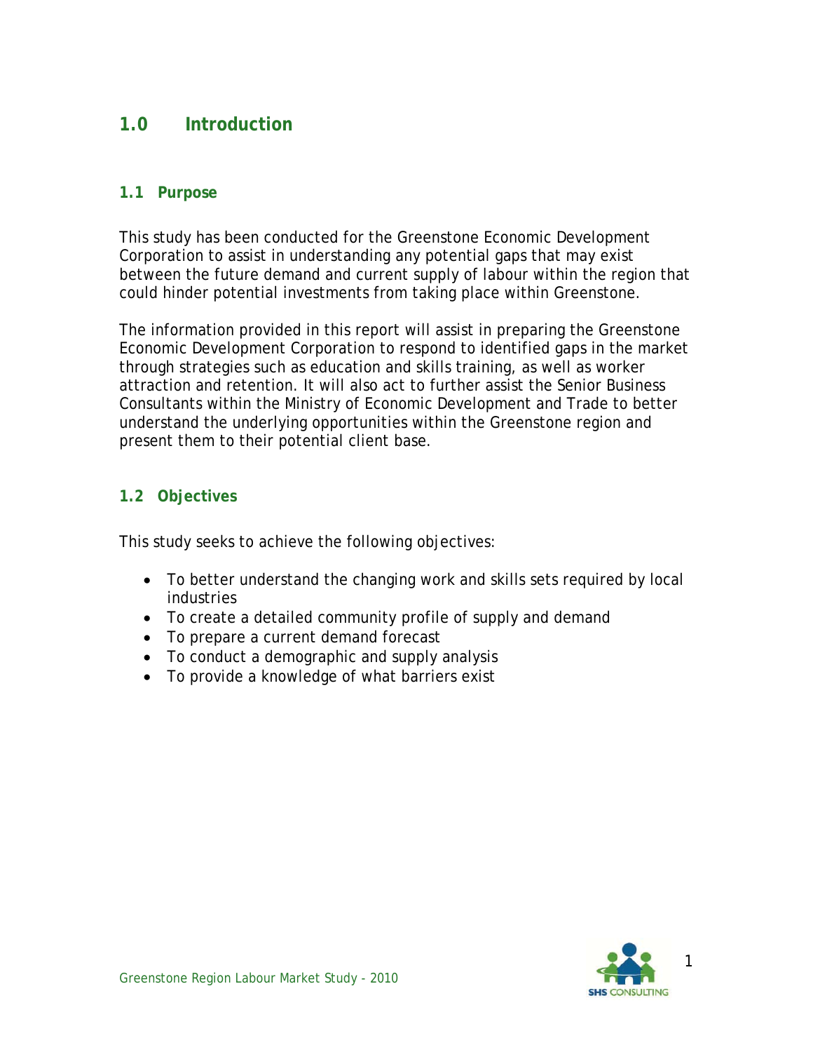# 1.0 Introduction

## 1.1 Purpose

This study has been conducted for the Greenstone Economic Development Corporation to assist in understanding any potential gaps that may exist between the future demand and current supply of labour within the region that could hinder potential investments from taking place within Greenstone.

The information provided in this report will assist in preparing the Greenstone Economic Development Corporation to respond to identified gaps in the market through strategies such as education and skills training, as well as worker attraction and retention. It will also act to further assist the Senior Business Consultants within the Ministry of Economic Development and Trade to better understand the underlying opportunities within the Greenstone region and present them to their potential client base.

## 1.2 Objectives

This study seeks to achieve the following objectives:

- To better understand the changing work and skills sets required by local industries
- To create a detailed community profile of supply and demand
- To prepare a current demand forecast
- To conduct a demographic and supply analysis
- To provide a knowledge of what barriers exist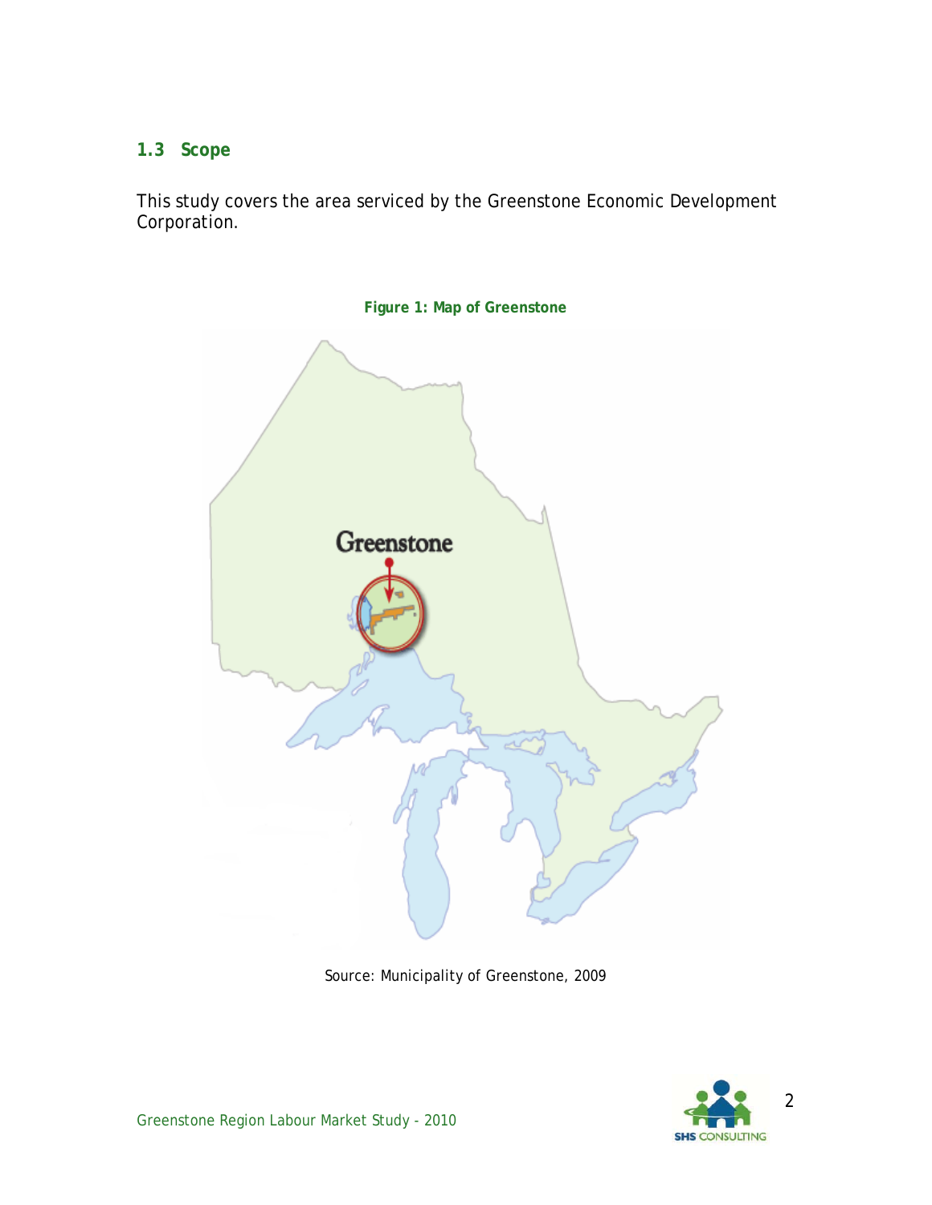### 1.3 Scope

This study covers the area serviced by the Greenstone Economic Development Corporation.

**Figure 1: Map of Greenstone**

Source: Municipality of Greenstone, 2009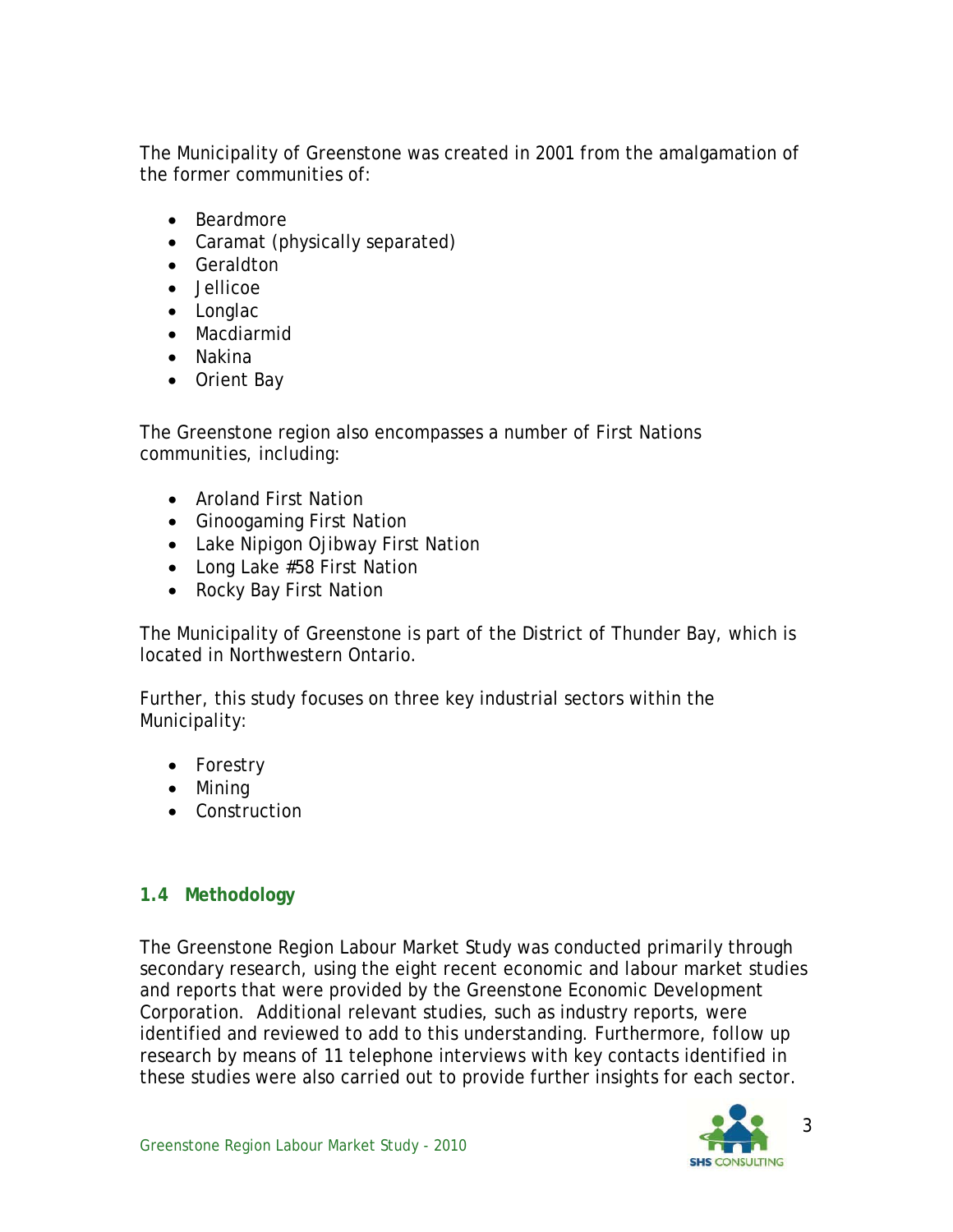The Municipality of Greenstone was created in 2001 from the amalgamation of the former communities of:

- Beardmore
- Caramat (physically separated)
- Geraldton
- Jellicoe
- Longlac
- Macdiarmid
- Nakina
- Orient Bay

The Greenstone region also encompasses a number of First Nations communities, including:

- Aroland First Nation
- Ginoogaming First Nation
- Lake Nipigon Ojibway First Nation
- Long Lake #58 First Nation
- Rocky Bay First Nation

The Municipality of Greenstone is part of the District of Thunder Bay, which is located in Northwestern Ontario.

Further, this study focuses on three key industrial sectors within the Municipality:

- Forestry
- Mining
- Construction

### 1.4 Methodology

The Greenstone Region Labour Market Study was conducted primarily through secondary research, using the eight recent economic and labour market studies and reports that were provided by the Greenstone Economic Development Corporation. Additional relevant studies, such as industry reports, were identified and reviewed to add to this understanding. Furthermore, follow up research by means of 11 telephone interviews with key contacts identified in these studies were also carried out to provide further insights for each sector.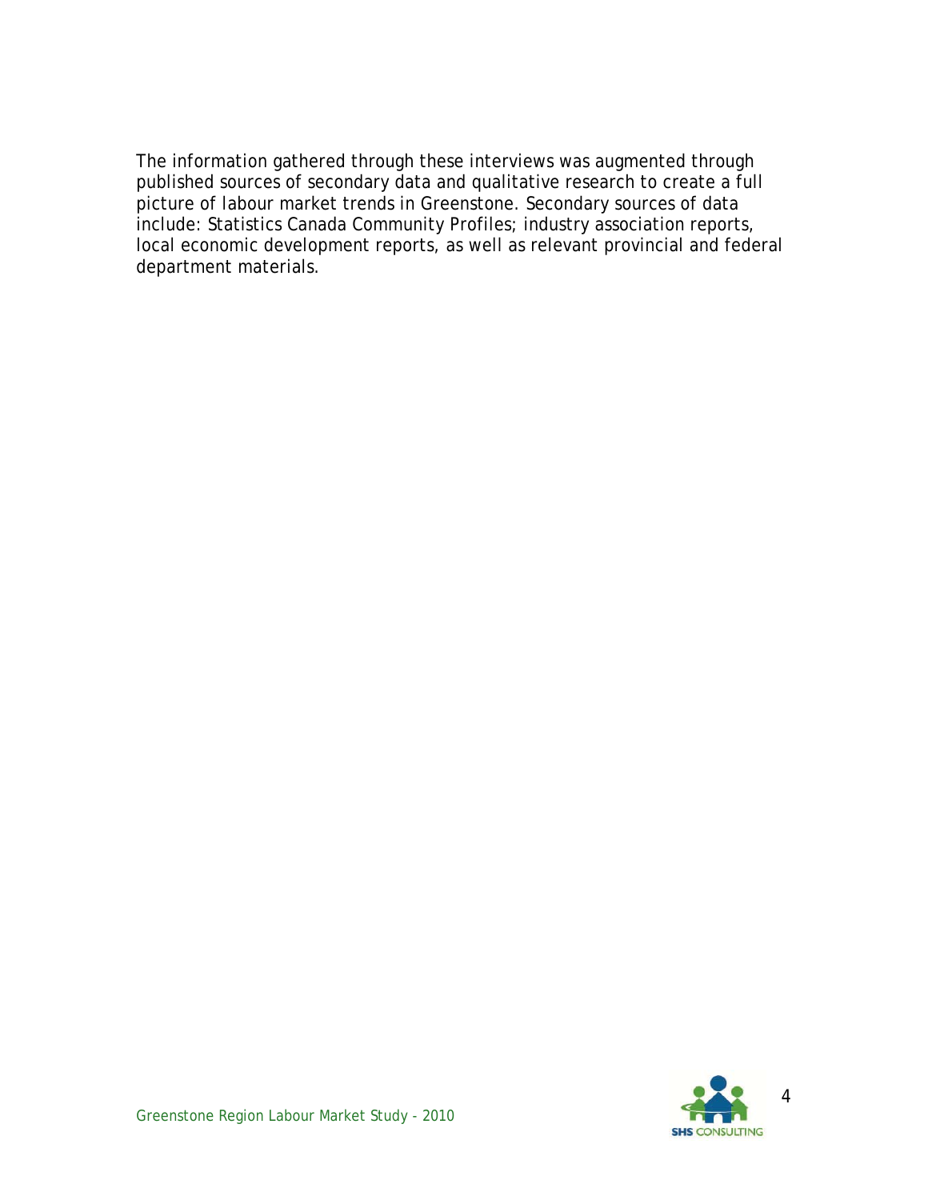The information gathered through these interviews was augmented through published sources of secondary data and qualitative research to create a full picture of labour market trends in Greenstone. Secondary sources of data include: Statistics Canada Community Profiles; industry association reports, local economic development reports, as well as relevant provincial and federal department materials.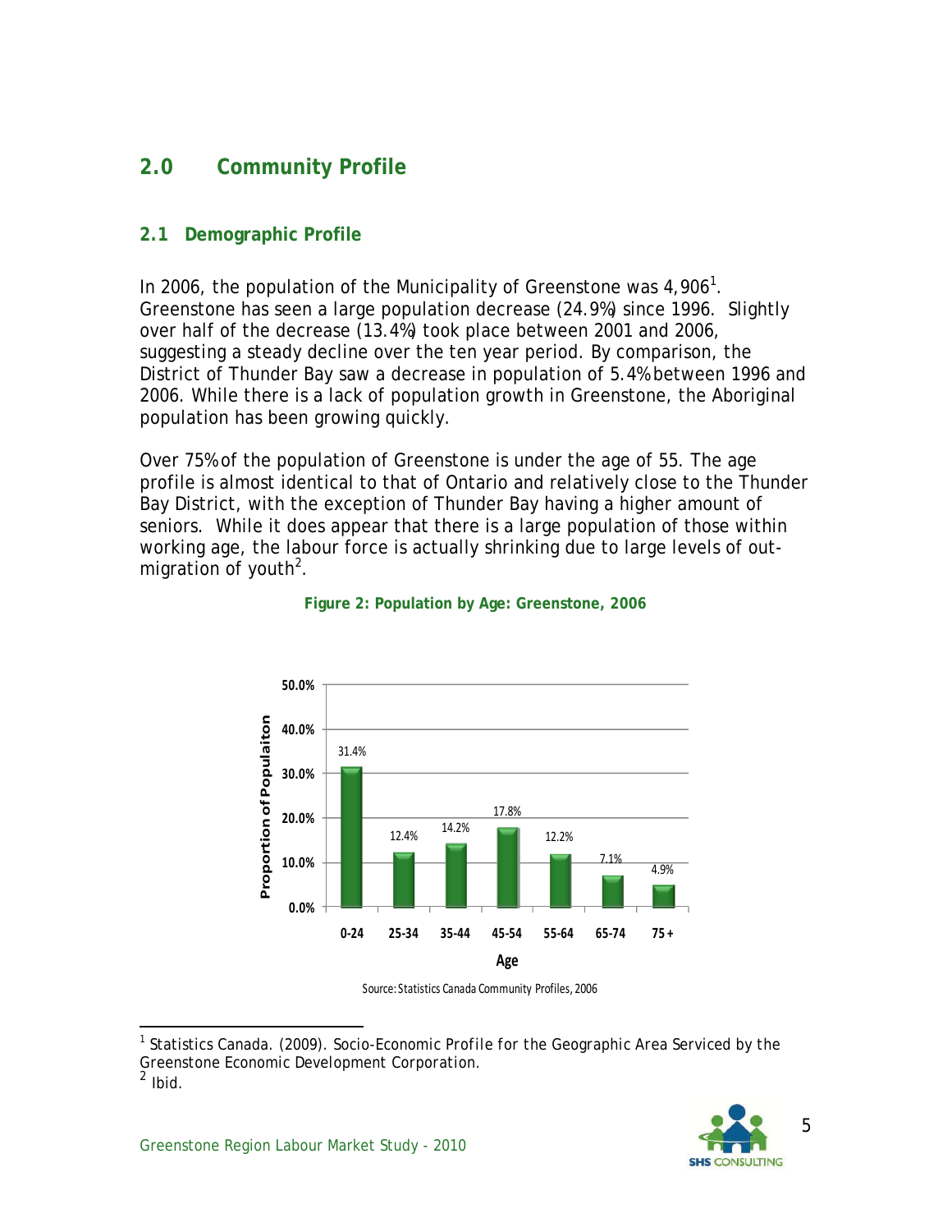# 2.0 Community Profile

## 2.1 Demographic Profile

In 2006, the population of the Municipality of Greenstone was 4,906[1]. Greenstone has seen a large population decrease (24.9%) since 1996. Slightly over half of the decrease (13.4%) took place between 2001 and 2006, suggesting a steady decline over the ten year period. By comparison, the District of Thunder Bay saw a decrease in population of 5.4% between 1996 and 2006. While there is a lack of population growth in Greenstone, the Aboriginal population has been growing quickly.

Over 75% of the population of Greenstone is under the age of 55. The age profile is almost identical to that of Ontario and relatively close to the Thunder Bay District, with the exception of Thunder Bay having a higher amount of seniors. While it does appear that there is a large population of those within working age, the labour force is actually shrinking due to large levels of out-migration of youth[2].

**Figure 2: Population by Age: Greenstone, 2006**

| Age | Proportion of Populaiton |
|---|---|
| 0-24 | 31.4% |
| 25-34 | 12.4% |
| 35-44 | 14.2% |
| 45-54 | 17.8% |
| 55-64 | 12.2% |
| 65-74 | 7.1% |
| 75 + | 4.9% |

Source: Statistics Canada Community Profiles, 2006

---

[1] Statistics Canada. (2009). Socio-Economic Profile for the Geographic Area Serviced by the Greenstone Economic Development Corporation.

[2] Ibid.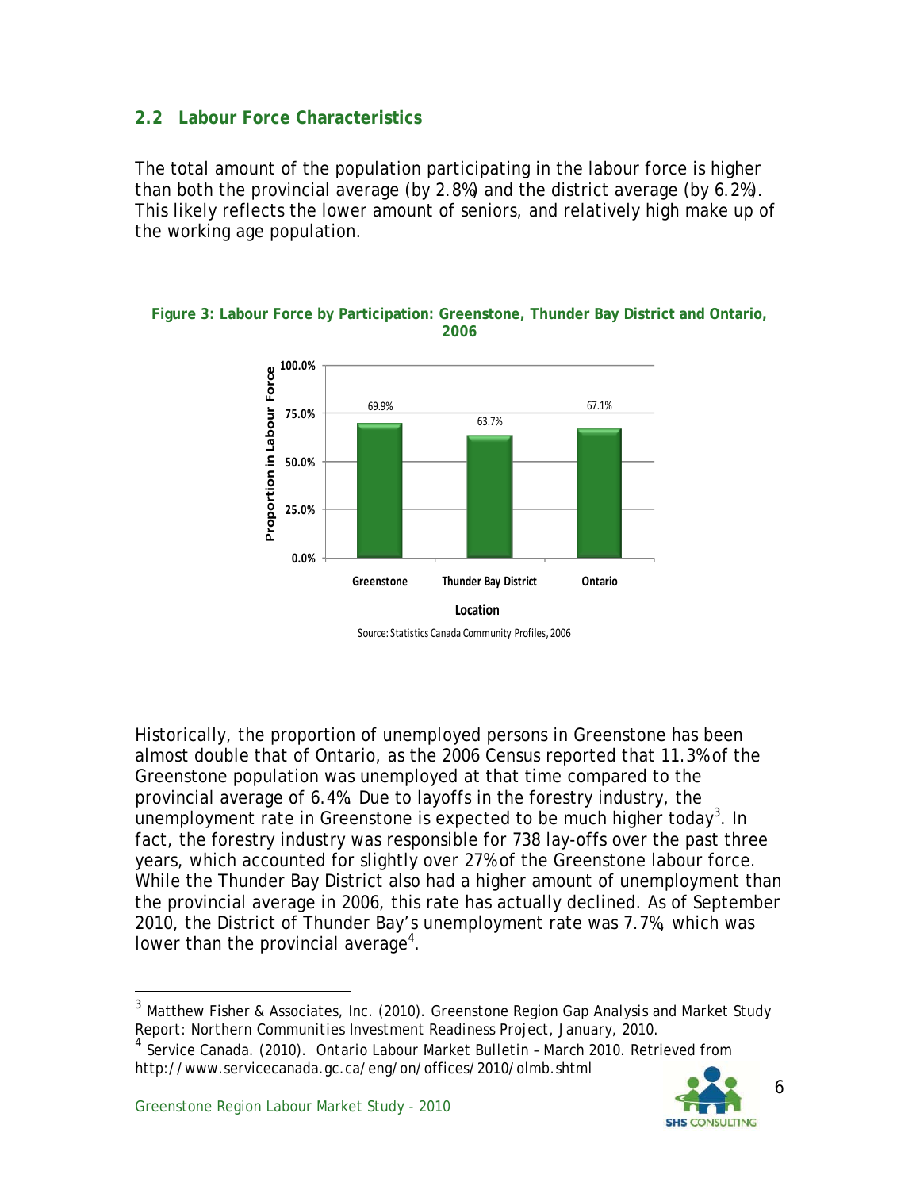## 2.2 Labour Force Characteristics

The total amount of the population participating in the labour force is higher than both the provincial average (by 2.8%) and the district average (by 6.2%). This likely reflects the lower amount of seniors, and relatively high make up of the working age population.

**Figure 3: Labour Force by Participation: Greenstone, Thunder Bay District and Ontario, 2006**

| Location | Proportion in Labour Force |
| --- | --- |
| Greenstone | 69.9% |
| Thunder Bay District | 63.7% |
| Ontario | 67.1% |

Source: Statistics Canada Community Profiles, 2006

Historically, the proportion of unemployed persons in Greenstone has been almost double that of Ontario, as the 2006 Census reported that 11.3% of the Greenstone population was unemployed at that time compared to the provincial average of 6.4%. Due to layoffs in the forestry industry, the unemployment rate in Greenstone is expected to be much higher today[3]. In fact, the forestry industry was responsible for 738 lay-offs over the past three years, which accounted for slightly over 27% of the Greenstone labour force. While the Thunder Bay District also had a higher amount of unemployment than the provincial average in 2006, this rate has actually declined. As of September 2010, the District of Thunder Bay's unemployment rate was 7.7%, which was lower than the provincial average[4].

---

[3] Matthew Fisher & Associates, Inc. (2010). Greenstone Region Gap Analysis and Market Study Report: Northern Communities Investment Readiness Project, January, 2010.

[4] Service Canada. (2010). Ontario Labour Market Bulletin – March 2010. Retrieved from http://www.servicecanada.gc.ca/eng/on/offices/2010/olmb.shtml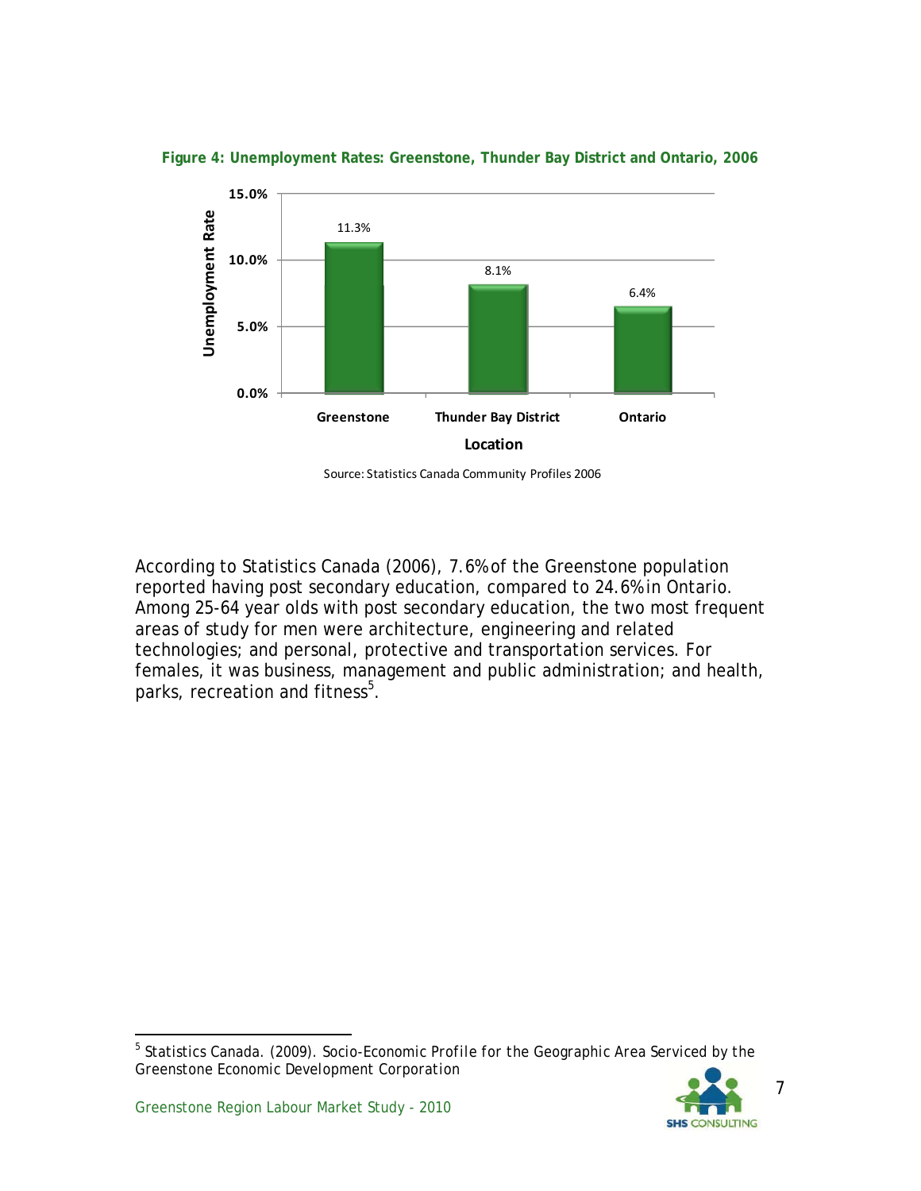**Figure 4: Unemployment Rates: Greenstone, Thunder Bay District and Ontario, 2006**

| Location | Unemployment Rate |
|---|---|
| Greenstone | 11.3% |
| Thunder Bay District | 8.1% |
| Ontario | 6.4% |

Source: Statistics Canada Community Profiles 2006

According to Statistics Canada (2006), 7.6% of the Greenstone population reported having post secondary education, compared to 24.6% in Ontario. Among 25-64 year olds with post secondary education, the two most frequent areas of study for men were architecture, engineering and related technologies; and personal, protective and transportation services. For females, it was business, management and public administration; and health, parks, recreation and fitness[5].

[5] Statistics Canada. (2009). Socio-Economic Profile for the Geographic Area Serviced by the Greenstone Economic Development Corporation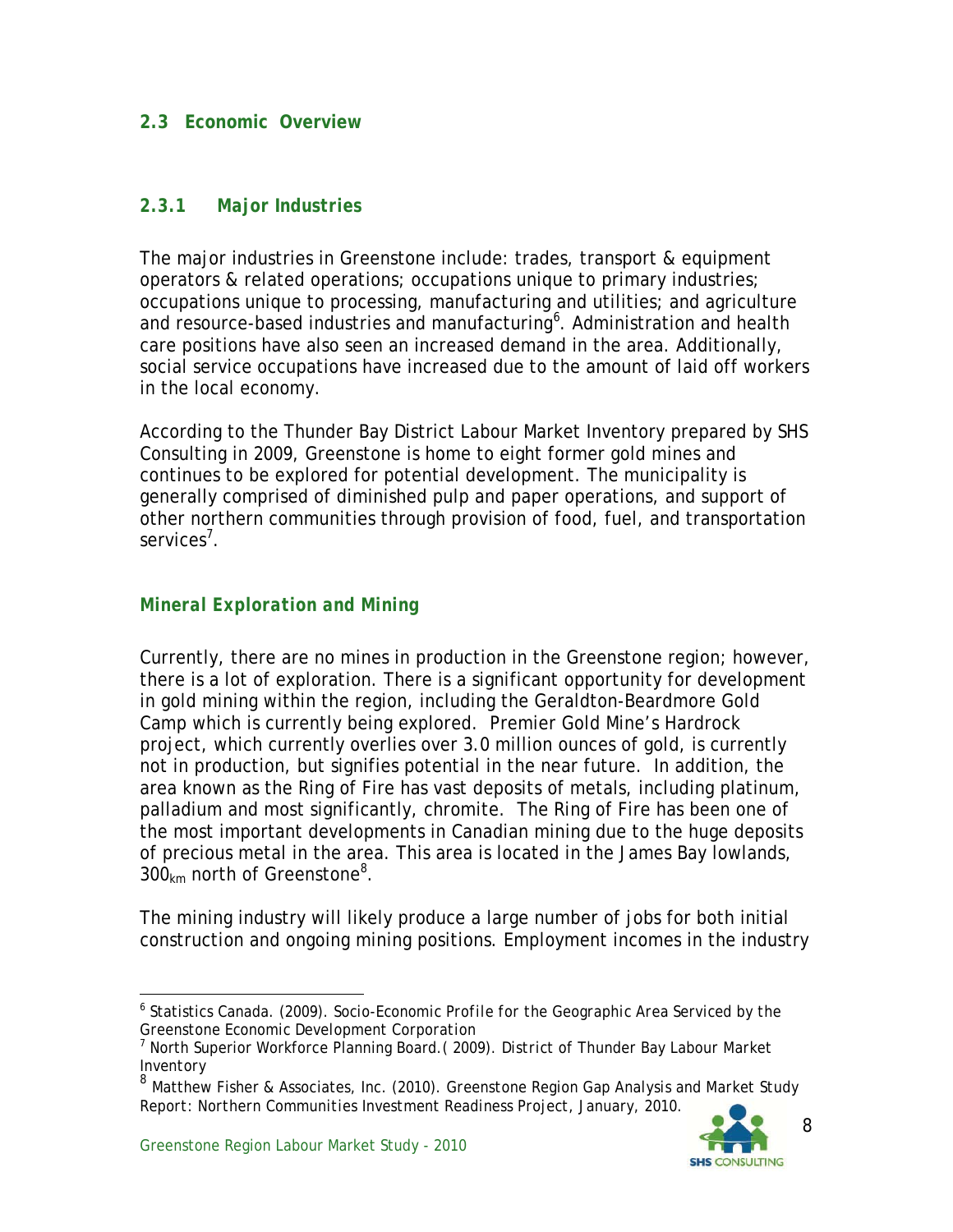## 2.3 Economic Overview

### 2.3.1 Major Industries

The major industries in Greenstone include: trades, transport & equipment operators & related operations; occupations unique to primary industries; occupations unique to processing, manufacturing and utilities; and agriculture and resource-based industries and manufacturing[6]. Administration and health care positions have also seen an increased demand in the area. Additionally, social service occupations have increased due to the amount of laid off workers in the local economy.

According to the Thunder Bay District Labour Market Inventory prepared by SHS Consulting in 2009, Greenstone is home to eight former gold mines and continues to be explored for potential development. The municipality is generally comprised of diminished pulp and paper operations, and support of other northern communities through provision of food, fuel, and transportation services[7].

#### *Mineral Exploration and Mining*

Currently, there are no mines in production in the Greenstone region; however, there is a lot of exploration. There is a significant opportunity for development in gold mining within the region, including the Geraldton-Beardmore Gold Camp which is currently being explored. Premier Gold Mine's Hardrock project, which currently overlies over 3.0 million ounces of gold, is currently not in production, but signifies potential in the near future. In addition, the area known as the Ring of Fire has vast deposits of metals, including platinum, palladium and most significantly, chromite. The Ring of Fire has been one of the most important developments in Canadian mining due to the huge deposits of precious metal in the area. This area is located in the James Bay lowlands, $300_{km}$ north of Greenstone[8].

The mining industry will likely produce a large number of jobs for both initial construction and ongoing mining positions. Employment incomes in the industry

---

[6] Statistics Canada. (2009). *Socio-Economic Profile for the Geographic Area Serviced by the Greenstone Economic Development Corporation*

[7] North Superior Workforce Planning Board.( 2009). *District of Thunder Bay Labour Market Inventory*

[8] Matthew Fisher & Associates, Inc. (2010). *Greenstone Region Gap Analysis and Market Study Report: Northern Communities Investment Readiness Project*, January, 2010.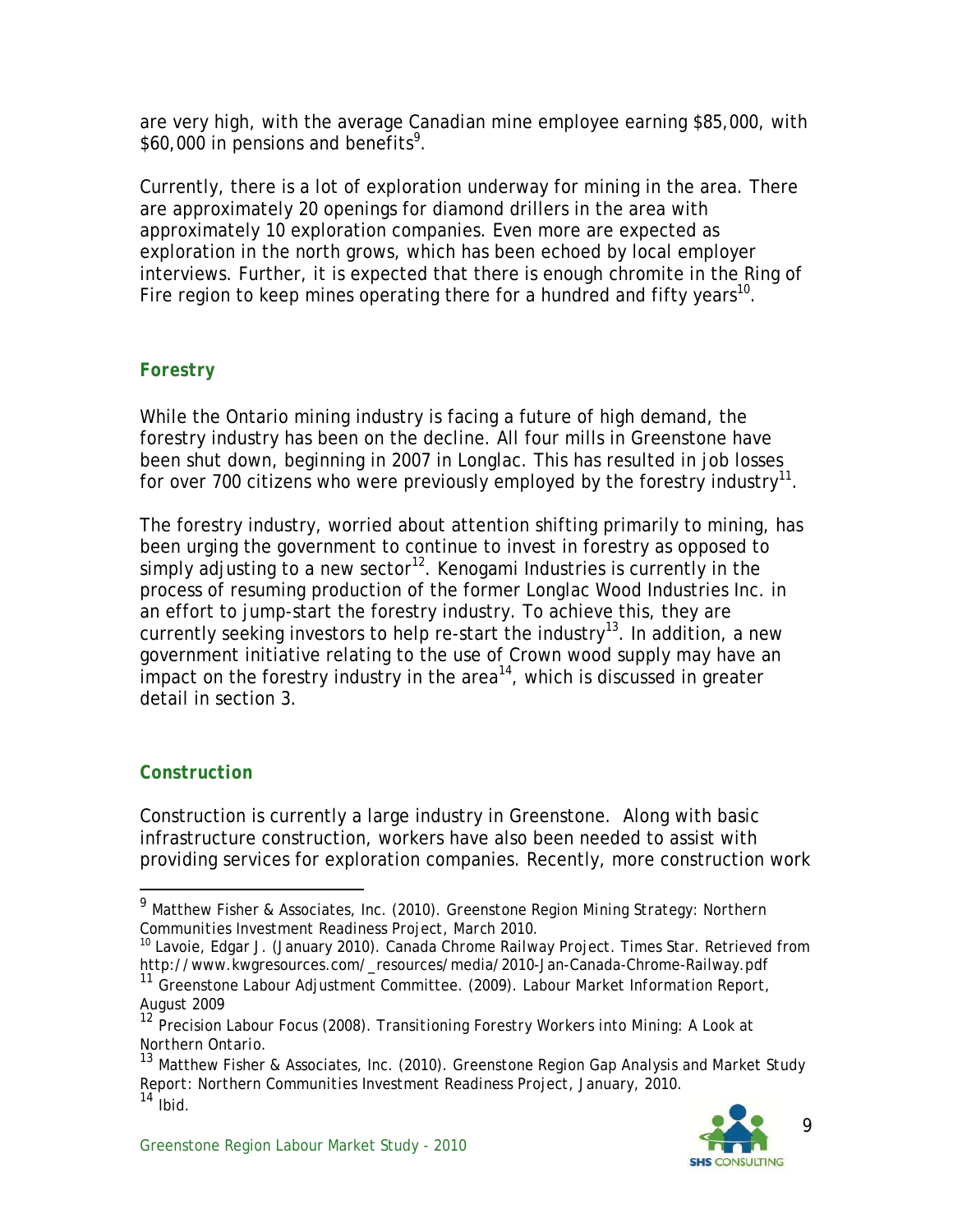are very high, with the average Canadian mine employee earning $85,000, with $60,000 in pensions and benefits[9].

Currently, there is a lot of exploration underway for mining in the area. There are approximately 20 openings for diamond drillers in the area with approximately 10 exploration companies. Even more are expected as exploration in the north grows, which has been echoed by local employer interviews. Further, it is expected that there is enough chromite in the Ring of Fire region to keep mines operating there for a hundred and fifty years[10].

### Forestry

While the Ontario mining industry is facing a future of high demand, the forestry industry has been on the decline. All four mills in Greenstone have been shut down, beginning in 2007 in Longlac. This has resulted in job losses for over 700 citizens who were previously employed by the forestry industry[11].

The forestry industry, worried about attention shifting primarily to mining, has been urging the government to continue to invest in forestry as opposed to simply adjusting to a new sector[12]. Kenogami Industries is currently in the process of resuming production of the former Longlac Wood Industries Inc. in an effort to jump-start the forestry industry. To achieve this, they are currently seeking investors to help re-start the industry[13]. In addition, a new government initiative relating to the use of Crown wood supply may have an impact on the forestry industry in the area[14], which is discussed in greater detail in section 3.

### Construction

Construction is currently a large industry in Greenstone. Along with basic infrastructure construction, workers have also been needed to assist with providing services for exploration companies. Recently, more construction work

---

[9] Matthew Fisher & Associates, Inc. (2010). Greenstone Region Mining Strategy: Northern Communities Investment Readiness Project, March 2010.

[10] Lavoie, Edgar J. (January 2010). Canada Chrome Railway Project. Times Star. Retrieved from http://www.kwgresources.com/_resources/media/2010-Jan-Canada-Chrome-Railway.pdf

[11] Greenstone Labour Adjustment Committee. (2009). Labour Market Information Report, August 2009

[12] Precision Labour Focus (2008). Transitioning Forestry Workers into Mining: A Look at Northern Ontario.

[13] Matthew Fisher & Associates, Inc. (2010). Greenstone Region Gap Analysis and Market Study Report: Northern Communities Investment Readiness Project, January, 2010.

[14] Ibid.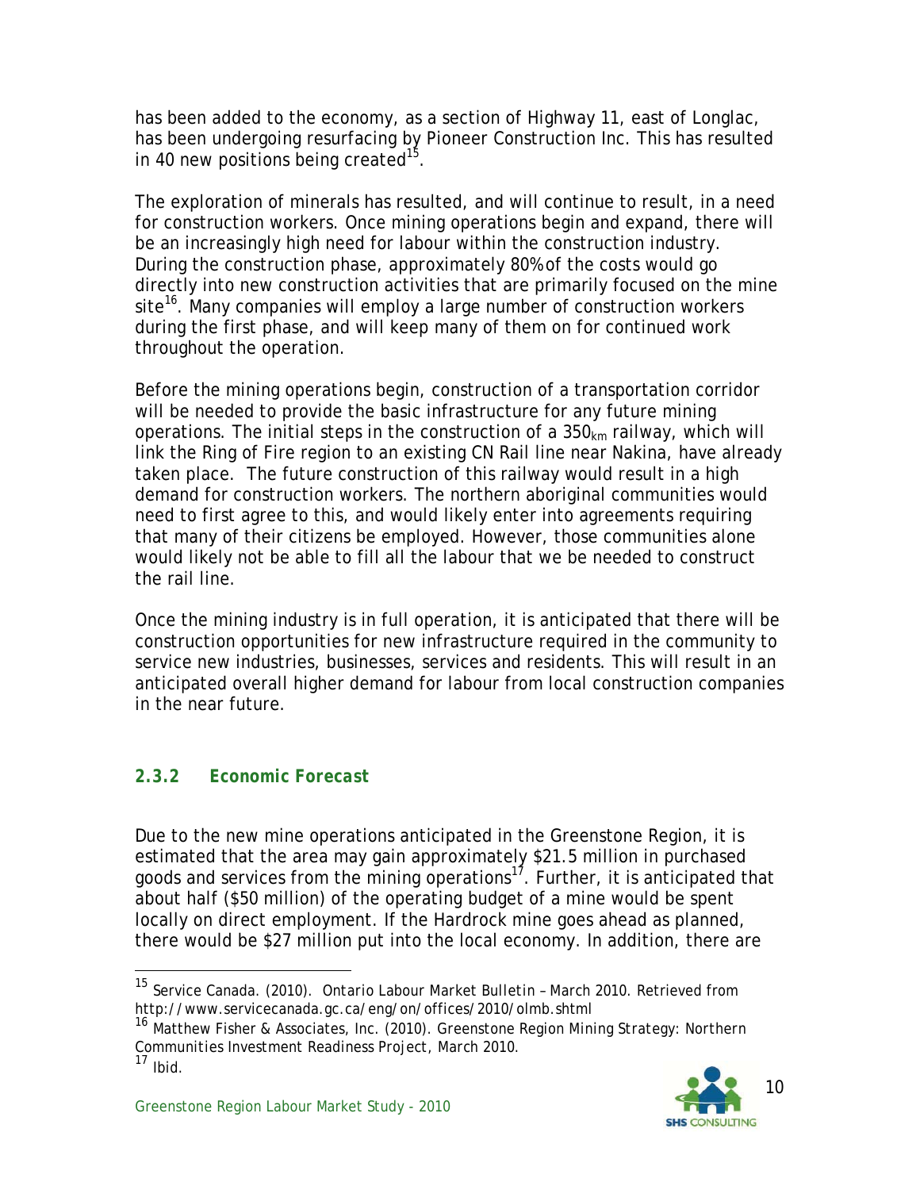has been added to the economy, as a section of Highway 11, east of Longlac, has been undergoing resurfacing by Pioneer Construction Inc. This has resulted in 40 new positions being created[15].

The exploration of minerals has resulted, and will continue to result, in a need for construction workers. Once mining operations begin and expand, there will be an increasingly high need for labour within the construction industry. During the construction phase, approximately 80% of the costs would go directly into new construction activities that are primarily focused on the mine site[16]. Many companies will employ a large number of construction workers during the first phase, and will keep many of them on for continued work throughout the operation.

Before the mining operations begin, construction of a transportation corridor will be needed to provide the basic infrastructure for any future mining operations. The initial steps in the construction of a 350$_{km}$ railway, which will link the Ring of Fire region to an existing CN Rail line near Nakina, have already taken place. The future construction of this railway would result in a high demand for construction workers. The northern aboriginal communities would need to first agree to this, and would likely enter into agreements requiring that many of their citizens be employed. However, those communities alone would likely not be able to fill all the labour that we be needed to construct the rail line.

Once the mining industry is in full operation, it is anticipated that there will be construction opportunities for new infrastructure required in the community to service new industries, businesses, services and residents. This will result in an anticipated overall higher demand for labour from local construction companies in the near future.

### 2.3.2 Economic Forecast

Due to the new mine operations anticipated in the Greenstone Region, it is estimated that the area may gain approximately $21.5 million in purchased goods and services from the mining operations[17]. Further, it is anticipated that about half ($50 million) of the operating budget of a mine would be spent locally on direct employment. If the Hardrock mine goes ahead as planned, there would be $27 million put into the local economy. In addition, there are

---

[15] Service Canada. (2010). *Ontario Labour Market Bulletin – March 2010*. Retrieved from http://www.servicecanada.gc.ca/eng/on/offices/2010/olmb.shtml

[16] Matthew Fisher & Associates, Inc. (2010). *Greenstone Region Mining Strategy: Northern Communities Investment Readiness Project*, March 2010.

[17] Ibid.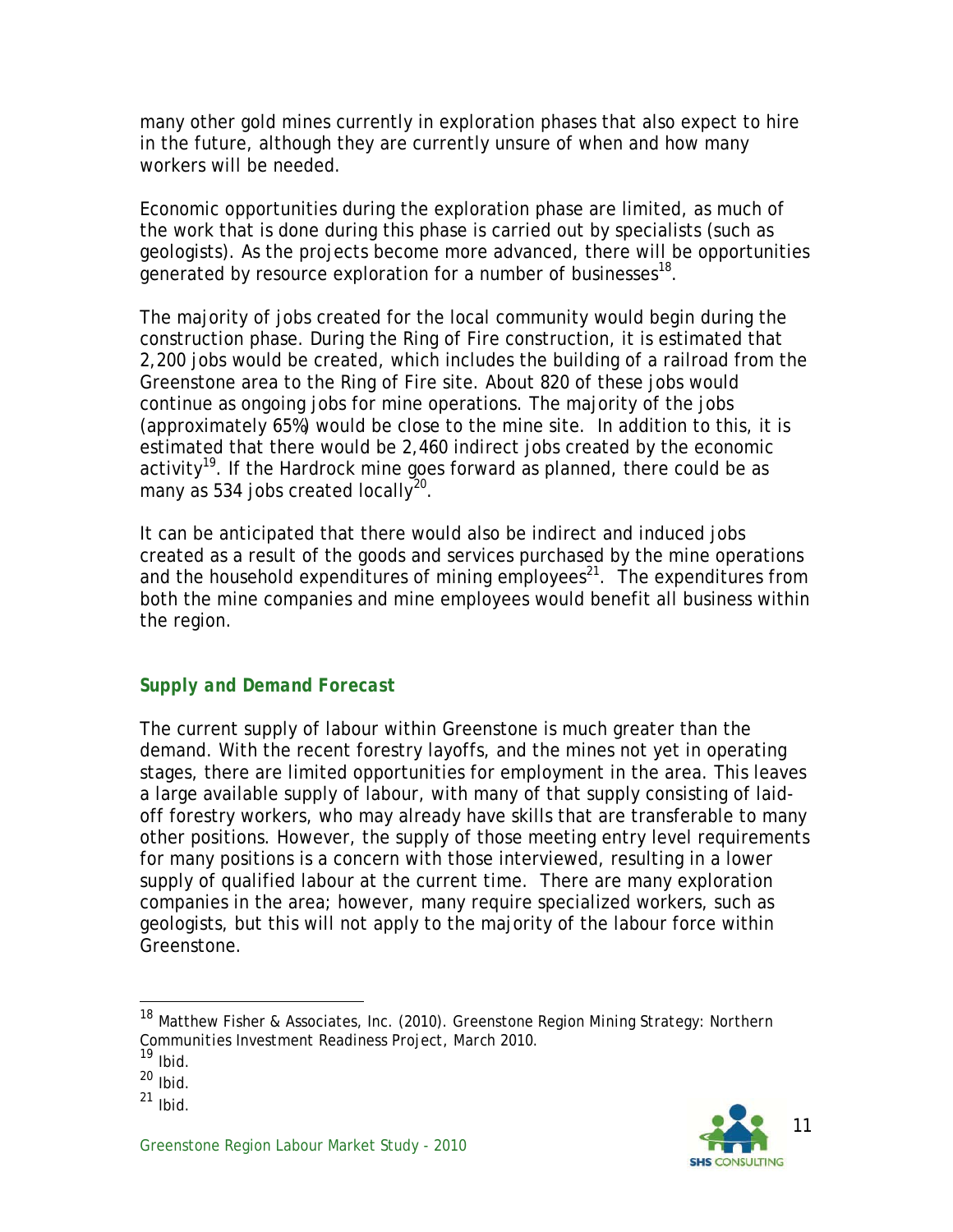many other gold mines currently in exploration phases that also expect to hire in the future, although they are currently unsure of when and how many workers will be needed.

Economic opportunities during the exploration phase are limited, as much of the work that is done during this phase is carried out by specialists (such as geologists). As the projects become more advanced, there will be opportunities generated by resource exploration for a number of businesses[18].

The majority of jobs created for the local community would begin during the construction phase. During the Ring of Fire construction, it is estimated that 2,200 jobs would be created, which includes the building of a railroad from the Greenstone area to the Ring of Fire site. About 820 of these jobs would continue as ongoing jobs for mine operations. The majority of the jobs (approximately 65%) would be close to the mine site. In addition to this, it is estimated that there would be 2,460 indirect jobs created by the economic activity[19]. If the Hardrock mine goes forward as planned, there could be as many as 534 jobs created locally[20].

It can be anticipated that there would also be indirect and induced jobs created as a result of the goods and services purchased by the mine operations and the household expenditures of mining employees[21]. The expenditures from both the mine companies and mine employees would benefit all business within the region.

### *Supply and Demand Forecast*

The current supply of labour within Greenstone is much greater than the demand. With the recent forestry layoffs, and the mines not yet in operating stages, there are limited opportunities for employment in the area. This leaves a large available supply of labour, with many of that supply consisting of laid-off forestry workers, who may already have skills that are transferable to many other positions. However, the supply of those meeting entry level requirements for many positions is a concern with those interviewed, resulting in a lower supply of qualified labour at the current time. There are many exploration companies in the area; however, many require specialized workers, such as geologists, but this will not apply to the majority of the labour force within Greenstone.

---

[18] Matthew Fisher & Associates, Inc. (2010). *Greenstone Region Mining Strategy: Northern Communities Investment Readiness Project*, March 2010.

[19] Ibid.

[20] Ibid.

[21] Ibid.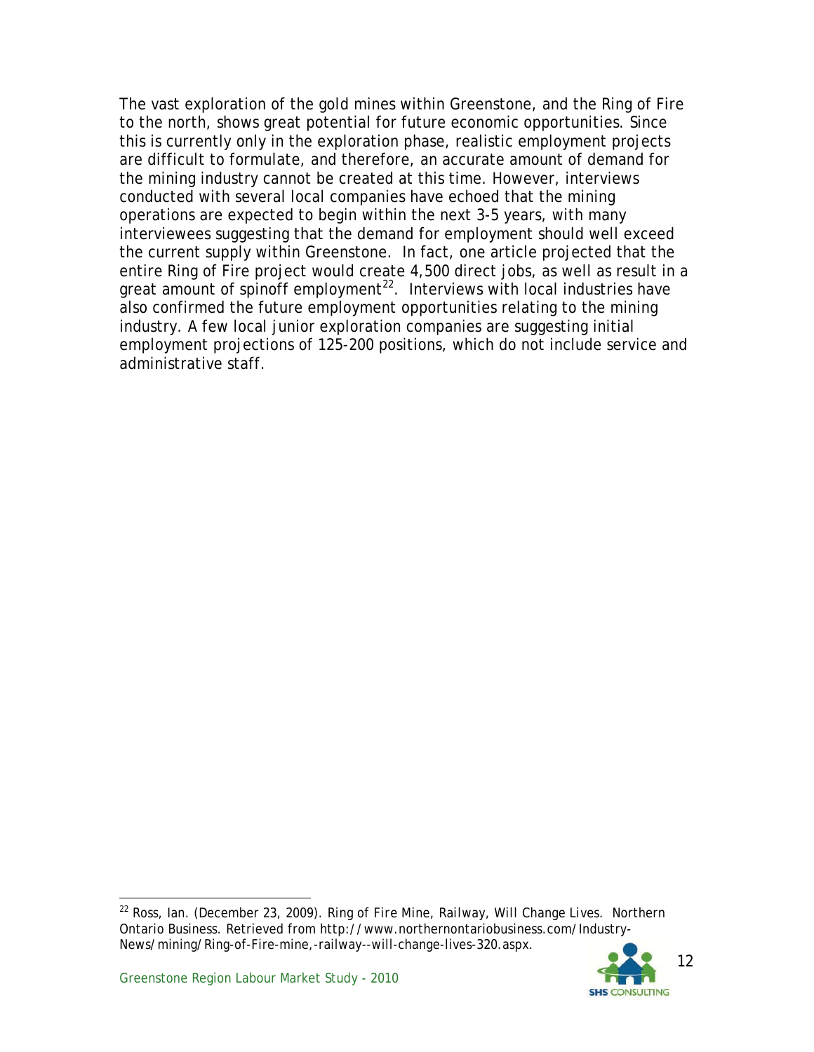The vast exploration of the gold mines within Greenstone, and the Ring of Fire to the north, shows great potential for future economic opportunities. Since this is currently only in the exploration phase, realistic employment projects are difficult to formulate, and therefore, an accurate amount of demand for the mining industry cannot be created at this time. However, interviews conducted with several local companies have echoed that the mining operations are expected to begin within the next 3-5 years, with many interviewees suggesting that the demand for employment should well exceed the current supply within Greenstone. In fact, one article projected that the entire Ring of Fire project would create 4,500 direct jobs, as well as result in a great amount of spinoff employment[22]. Interviews with local industries have also confirmed the future employment opportunities relating to the mining industry. A few local junior exploration companies are suggesting initial employment projections of 125-200 positions, which do not include service and administrative staff.

---

[22] Ross, Ian. (December 23, 2009). Ring of Fire Mine, Railway, Will Change Lives. Northern Ontario Business. Retrieved from http://www.northernontariobusiness.com/Industry-News/mining/Ring-of-Fire-mine,-railway--will-change-lives-320.aspx.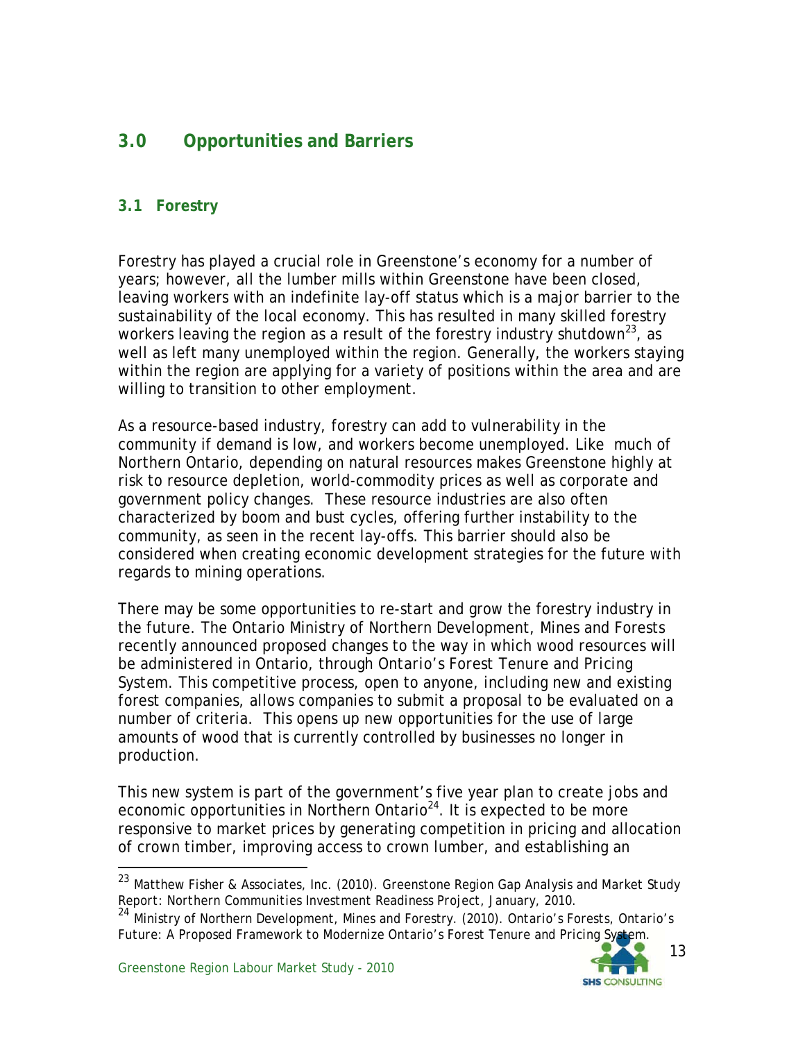## 3.0 Opportunities and Barriers

### 3.1 Forestry

Forestry has played a crucial role in Greenstone's economy for a number of years; however, all the lumber mills within Greenstone have been closed, leaving workers with an indefinite lay-off status which is a major barrier to the sustainability of the local economy. This has resulted in many skilled forestry workers leaving the region as a result of the forestry industry shutdown[23], as well as left many unemployed within the region. Generally, the workers staying within the region are applying for a variety of positions within the area and are willing to transition to other employment.

As a resource-based industry, forestry can add to vulnerability in the community if demand is low, and workers become unemployed. Like much of Northern Ontario, depending on natural resources makes Greenstone highly at risk to resource depletion, world-commodity prices as well as corporate and government policy changes. These resource industries are also often characterized by boom and bust cycles, offering further instability to the community, as seen in the recent lay-offs. This barrier should also be considered when creating economic development strategies for the future with regards to mining operations.

There may be some opportunities to re-start and grow the forestry industry in the future. The Ontario Ministry of Northern Development, Mines and Forests recently announced proposed changes to the way in which wood resources will be administered in Ontario, through Ontario's Forest Tenure and Pricing System. This competitive process, open to anyone, including new and existing forest companies, allows companies to submit a proposal to be evaluated on a number of criteria. This opens up new opportunities for the use of large amounts of wood that is currently controlled by businesses no longer in production.

This new system is part of the government's five year plan to create jobs and economic opportunities in Northern Ontario[24]. It is expected to be more responsive to market prices by generating competition in pricing and allocation of crown timber, improving access to crown lumber, and establishing an

---

[23] Matthew Fisher & Associates, Inc. (2010). Greenstone Region Gap Analysis and Market Study Report: *Northern Communities Investment Readiness Project, January, 2010.*

[24] Ministry of Northern Development, Mines and Forestry. (2010). *Ontario's Forests, Ontario's Future: A Proposed Framework to Modernize Ontario's Forest Tenure and Pricing System.*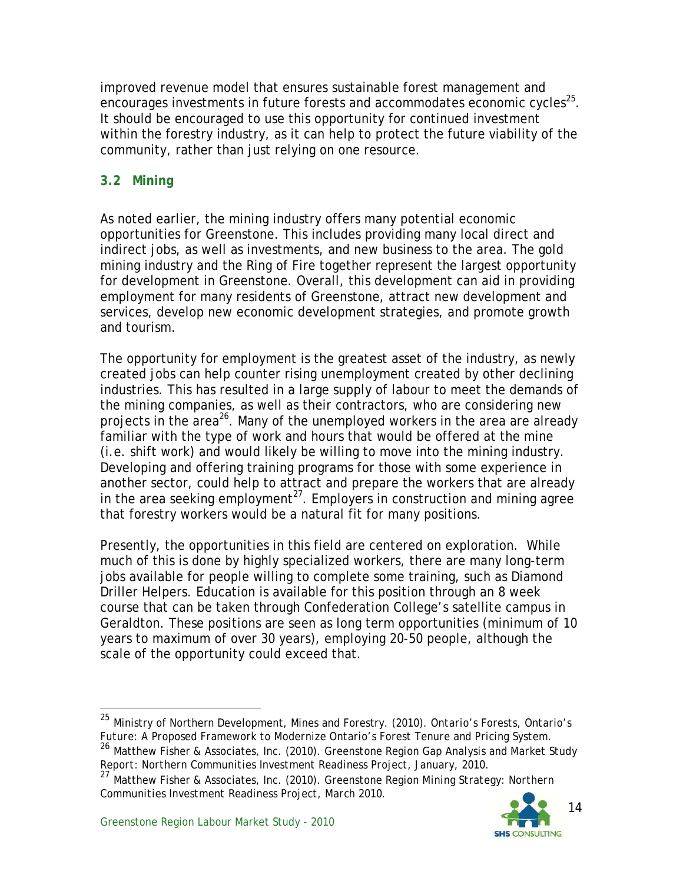improved revenue model that ensures sustainable forest management and encourages investments in future forests and accommodates economic cycles[25]. It should be encouraged to use this opportunity for continued investment within the forestry industry, as it can help to protect the future viability of the community, rather than just relying on one resource.

### 3.2 Mining

As noted earlier, the mining industry offers many potential economic opportunities for Greenstone. This includes providing many local direct and indirect jobs, as well as investments, and new business to the area. The gold mining industry and the Ring of Fire together represent the largest opportunity for development in Greenstone. Overall, this development can aid in providing employment for many residents of Greenstone, attract new development and services, develop new economic development strategies, and promote growth and tourism.

The opportunity for employment is the greatest asset of the industry, as newly created jobs can help counter rising unemployment created by other declining industries. This has resulted in a large supply of labour to meet the demands of the mining companies, as well as their contractors, who are considering new projects in the area[26]. Many of the unemployed workers in the area are already familiar with the type of work and hours that would be offered at the mine (i.e. shift work) and would likely be willing to move into the mining industry. Developing and offering training programs for those with some experience in another sector, could help to attract and prepare the workers that are already in the area seeking employment[27]. Employers in construction and mining agree that forestry workers would be a natural fit for many positions.

Presently, the opportunities in this field are centered on exploration. While much of this is done by highly specialized workers, there are many long-term jobs available for people willing to complete some training, such as Diamond Driller Helpers. Education is available for this position through an 8 week course that can be taken through Confederation College's satellite campus in Geraldton. These positions are seen as long term opportunities (minimum of 10 years to maximum of over 30 years), employing 20-50 people, although the scale of the opportunity could exceed that.

---

[25] Ministry of Northern Development, Mines and Forestry. (2010). *Ontario's Forests, Ontario's Future: A Proposed Framework to Modernize Ontario's Forest Tenure and Pricing System.*

[26] Matthew Fisher & Associates, Inc. (2010). *Greenstone Region Gap Analysis and Market Study Report: Northern Communities Investment Readiness Project*, January, 2010.

[27] Matthew Fisher & Associates, Inc. (2010). *Greenstone Region Mining Strategy: Northern Communities Investment Readiness Project*, March 2010.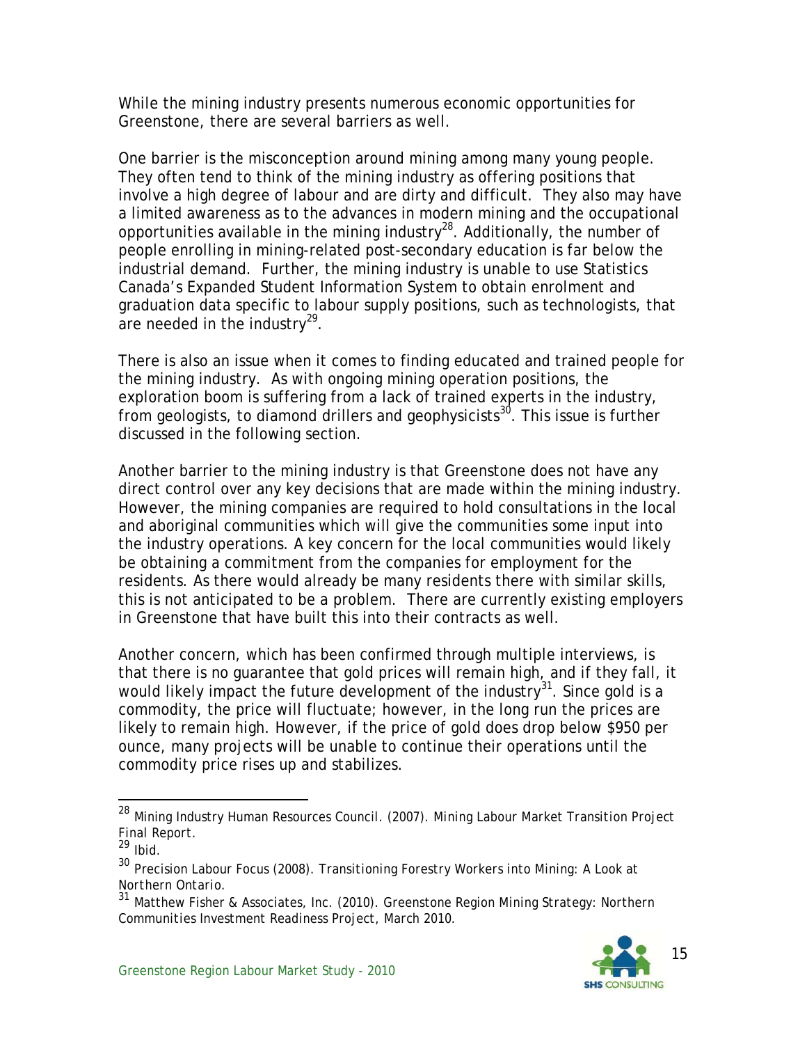While the mining industry presents numerous economic opportunities for Greenstone, there are several barriers as well.

One barrier is the misconception around mining among many young people. They often tend to think of the mining industry as offering positions that involve a high degree of labour and are dirty and difficult. They also may have a limited awareness as to the advances in modern mining and the occupational opportunities available in the mining industry[28]. Additionally, the number of people enrolling in mining-related post-secondary education is far below the industrial demand. Further, the mining industry is unable to use Statistics Canada's Expanded Student Information System to obtain enrolment and graduation data specific to labour supply positions, such as technologists, that are needed in the industry[29].

There is also an issue when it comes to finding educated and trained people for the mining industry. As with ongoing mining operation positions, the exploration boom is suffering from a lack of trained experts in the industry, from geologists, to diamond drillers and geophysicists[30]. This issue is further discussed in the following section.

Another barrier to the mining industry is that Greenstone does not have any direct control over any key decisions that are made within the mining industry. However, the mining companies are required to hold consultations in the local and aboriginal communities which will give the communities some input into the industry operations. A key concern for the local communities would likely be obtaining a commitment from the companies for employment for the residents. As there would already be many residents there with similar skills, this is not anticipated to be a problem. There are currently existing employers in Greenstone that have built this into their contracts as well.

Another concern, which has been confirmed through multiple interviews, is that there is no guarantee that gold prices will remain high, and if they fall, it would likely impact the future development of the industry[31]. Since gold is a commodity, the price will fluctuate; however, in the long run the prices are likely to remain high. However, if the price of gold does drop below $950 per ounce, many projects will be unable to continue their operations until the commodity price rises up and stabilizes.

---

[28] Mining Industry Human Resources Council. (2007). *Mining Labour Market Transition Project Final Report.*

[29] Ibid.

[30] Precision Labour Focus (2008). *Transitioning Forestry Workers into Mining: A Look at Northern Ontario.*

[31] Matthew Fisher & Associates, Inc. (2010). *Greenstone Region Mining Strategy: Northern Communities Investment Readiness Project*, March 2010.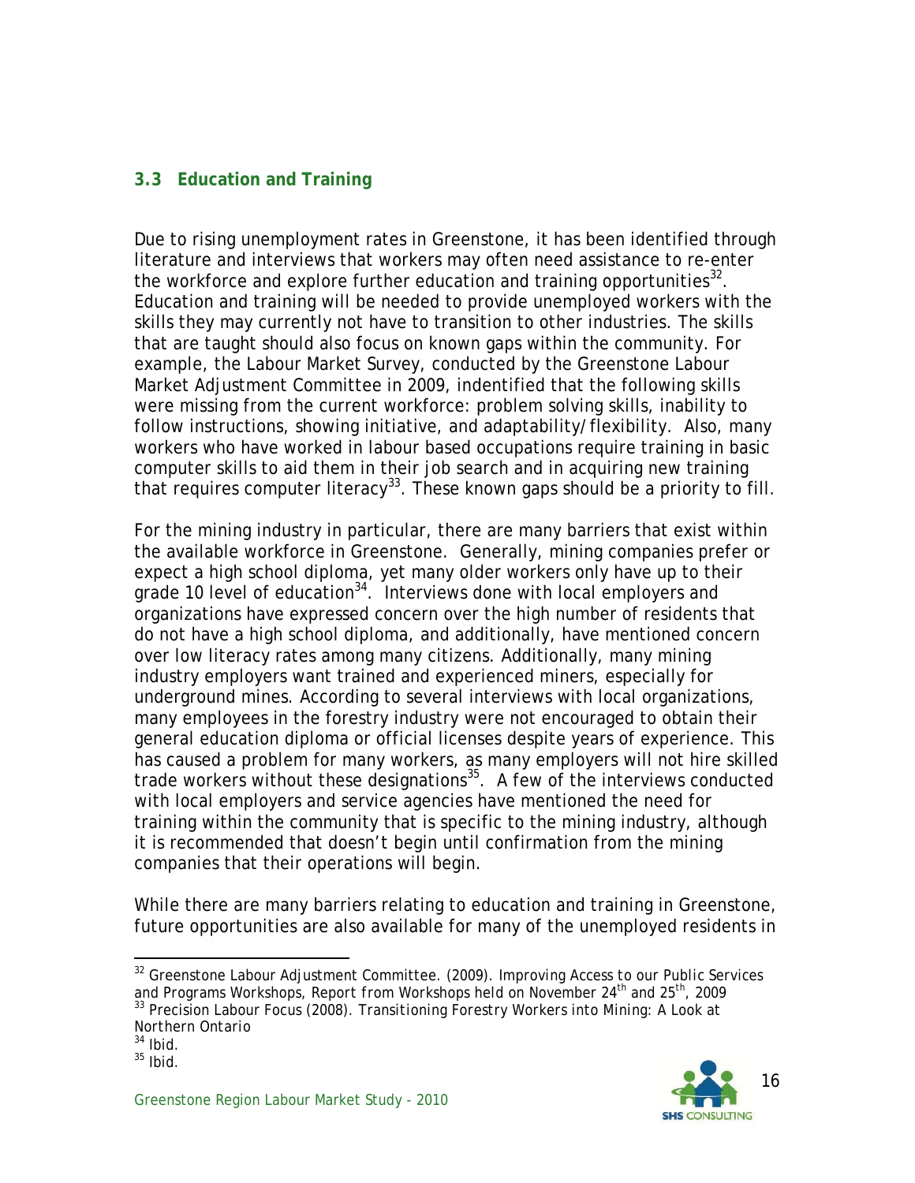### 3.3 Education and Training

Due to rising unemployment rates in Greenstone, it has been identified through literature and interviews that workers may often need assistance to re-enter the workforce and explore further education and training opportunities[32]. Education and training will be needed to provide unemployed workers with the skills they may currently not have to transition to other industries. The skills that are taught should also focus on known gaps within the community. For example, the Labour Market Survey, conducted by the Greenstone Labour Market Adjustment Committee in 2009, indentified that the following skills were missing from the current workforce: problem solving skills, inability to follow instructions, showing initiative, and adaptability/flexibility. Also, many workers who have worked in labour based occupations require training in basic computer skills to aid them in their job search and in acquiring new training that requires computer literacy[33]. These known gaps should be a priority to fill.

For the mining industry in particular, there are many barriers that exist within the available workforce in Greenstone. Generally, mining companies prefer or expect a high school diploma, yet many older workers only have up to their grade 10 level of education[34]. Interviews done with local employers and organizations have expressed concern over the high number of residents that do not have a high school diploma, and additionally, have mentioned concern over low literacy rates among many citizens. Additionally, many mining industry employers want trained and experienced miners, especially for underground mines. According to several interviews with local organizations, many employees in the forestry industry were not encouraged to obtain their general education diploma or official licenses despite years of experience. This has caused a problem for many workers, as many employers will not hire skilled trade workers without these designations[35]. A few of the interviews conducted with local employers and service agencies have mentioned the need for training within the community that is specific to the mining industry, although it is recommended that doesn't begin until confirmation from the mining companies that their operations will begin.

While there are many barriers relating to education and training in Greenstone, future opportunities are also available for many of the unemployed residents in

---

[32] Greenstone Labour Adjustment Committee. (2009). *Improving Access to our Public Services and Programs Workshops, Report from Workshops held on November 24th and 25th, 2009*

[33] Precision Labour Focus (2008). *Transitioning Forestry Workers into Mining: A Look at Northern Ontario*

[34] Ibid.

[35] Ibid.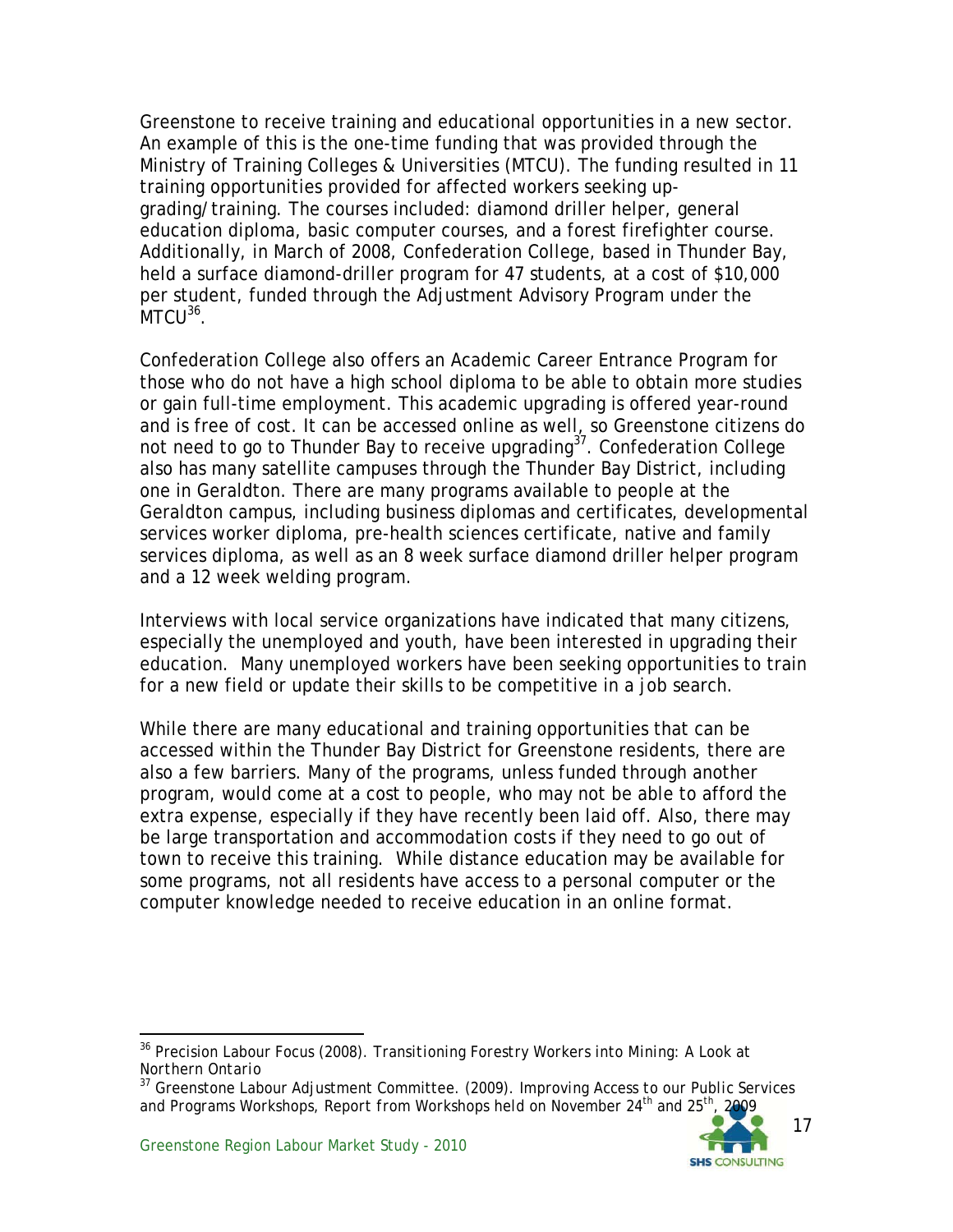Greenstone to receive training and educational opportunities in a new sector. An example of this is the one-time funding that was provided through the Ministry of Training Colleges & Universities (MTCU). The funding resulted in 11 training opportunities provided for affected workers seeking up-grading/training. The courses included: diamond driller helper, general education diploma, basic computer courses, and a forest firefighter course. Additionally, in March of 2008, Confederation College, based in Thunder Bay, held a surface diamond-driller program for 47 students, at a cost of $10,000 per student, funded through the Adjustment Advisory Program under the MTCU[36].

Confederation College also offers an Academic Career Entrance Program for those who do not have a high school diploma to be able to obtain more studies or gain full-time employment. This academic upgrading is offered year-round and is free of cost. It can be accessed online as well, so Greenstone citizens do not need to go to Thunder Bay to receive upgrading[37]. Confederation College also has many satellite campuses through the Thunder Bay District, including one in Geraldton. There are many programs available to people at the Geraldton campus, including business diplomas and certificates, developmental services worker diploma, pre-health sciences certificate, native and family services diploma, as well as an 8 week surface diamond driller helper program and a 12 week welding program.

Interviews with local service organizations have indicated that many citizens, especially the unemployed and youth, have been interested in upgrading their education. Many unemployed workers have been seeking opportunities to train for a new field or update their skills to be competitive in a job search.

While there are many educational and training opportunities that can be accessed within the Thunder Bay District for Greenstone residents, there are also a few barriers. Many of the programs, unless funded through another program, would come at a cost to people, who may not be able to afford the extra expense, especially if they have recently been laid off. Also, there may be large transportation and accommodation costs if they need to go out of town to receive this training. While distance education may be available for some programs, not all residents have access to a personal computer or the computer knowledge needed to receive education in an online format.

---

[36] Precision Labour Focus (2008). *Transitioning Forestry Workers into Mining: A Look at Northern Ontario*

[37] Greenstone Labour Adjustment Committee. (2009). *Improving Access to our Public Services and Programs Workshops, Report from Workshops held on November 24th and 25th, 2009*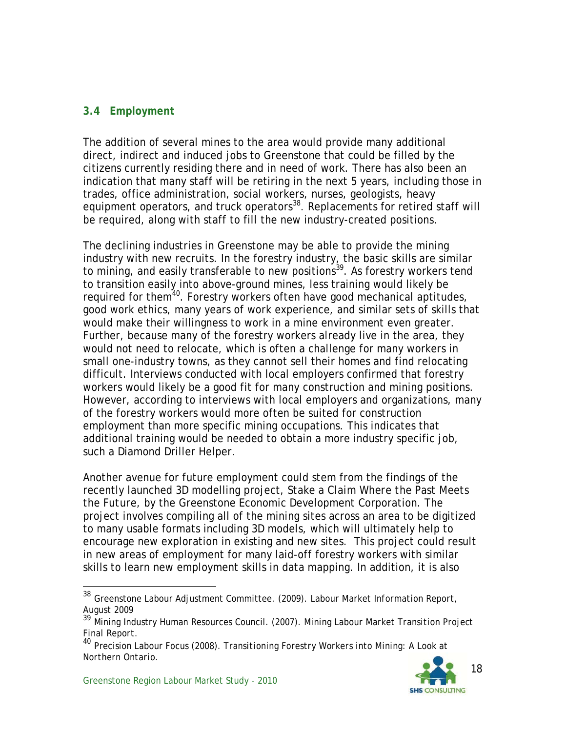### 3.4 Employment

The addition of several mines to the area would provide many additional direct, indirect and induced jobs to Greenstone that could be filled by the citizens currently residing there and in need of work. There has also been an indication that many staff will be retiring in the next 5 years, including those in trades, office administration, social workers, nurses, geologists, heavy equipment operators, and truck operators[38]. Replacements for retired staff will be required, along with staff to fill the new industry-created positions.

The declining industries in Greenstone may be able to provide the mining industry with new recruits. In the forestry industry, the basic skills are similar to mining, and easily transferable to new positions[39]. As forestry workers tend to transition easily into above-ground mines, less training would likely be required for them[40]. Forestry workers often have good mechanical aptitudes, good work ethics, many years of work experience, and similar sets of skills that would make their willingness to work in a mine environment even greater. Further, because many of the forestry workers already live in the area, they would not need to relocate, which is often a challenge for many workers in small one-industry towns, as they cannot sell their homes and find relocating difficult. Interviews conducted with local employers confirmed that forestry workers would likely be a good fit for many construction and mining positions. However, according to interviews with local employers and organizations, many of the forestry workers would more often be suited for construction employment than more specific mining occupations. This indicates that additional training would be needed to obtain a more industry specific job, such a Diamond Driller Helper.

Another avenue for future employment could stem from the findings of the recently launched 3D modelling project, *Stake a Claim Where the Past Meets the Future*, by the Greenstone Economic Development Corporation. The project involves compiling all of the mining sites across an area to be digitized to many usable formats including 3D models, which will ultimately help to encourage new exploration in existing and new sites. This project could result in new areas of employment for many laid-off forestry workers with similar skills to learn new employment skills in data mapping. In addition, it is also

---

[38] Greenstone Labour Adjustment Committee. (2009). *Labour Market Information Report, August 2009*

[39] Mining Industry Human Resources Council. (2007). *Mining Labour Market Transition Project Final Report.*

[40] Precision Labour Focus (2008). *Transitioning Forestry Workers into Mining: A Look at Northern Ontario.*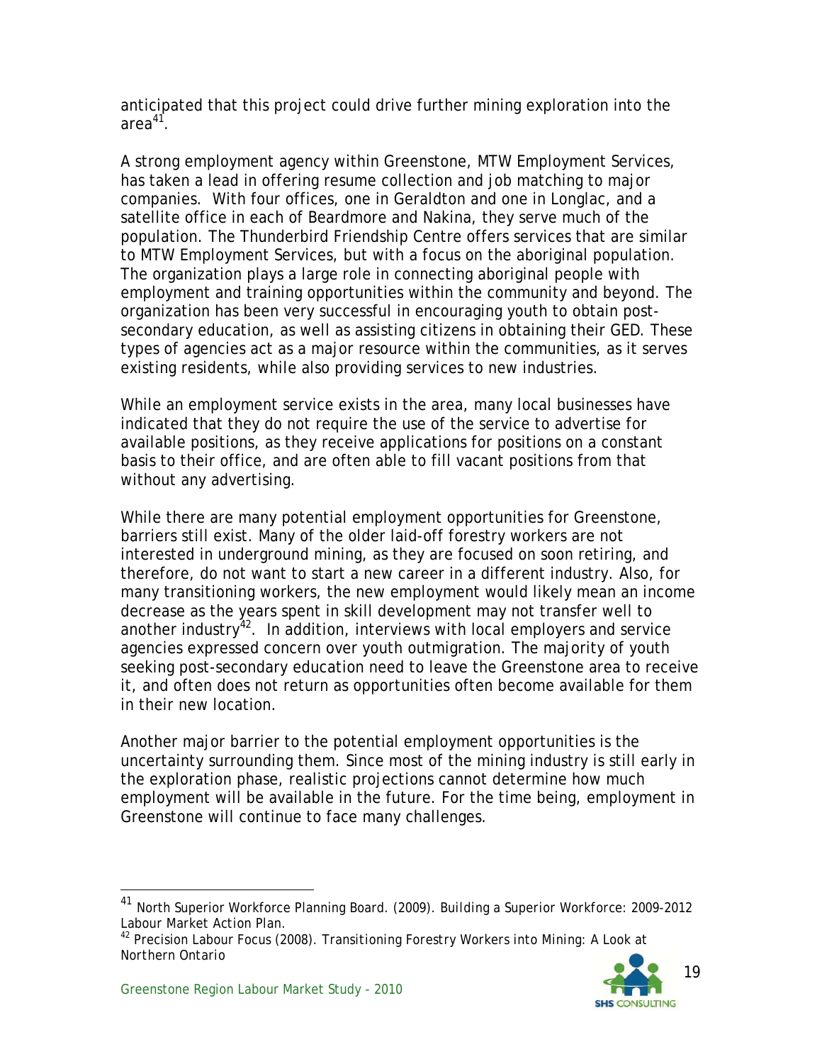anticipated that this project could drive further mining exploration into the area[41].

A strong employment agency within Greenstone, MTW Employment Services, has taken a lead in offering resume collection and job matching to major companies. With four offices, one in Geraldton and one in Longlac, and a satellite office in each of Beardmore and Nakina, they serve much of the population. The Thunderbird Friendship Centre offers services that are similar to MTW Employment Services, but with a focus on the aboriginal population. The organization plays a large role in connecting aboriginal people with employment and training opportunities within the community and beyond. The organization has been very successful in encouraging youth to obtain post-secondary education, as well as assisting citizens in obtaining their GED. These types of agencies act as a major resource within the communities, as it serves existing residents, while also providing services to new industries.

While an employment service exists in the area, many local businesses have indicated that they do not require the use of the service to advertise for available positions, as they receive applications for positions on a constant basis to their office, and are often able to fill vacant positions from that without any advertising.

While there are many potential employment opportunities for Greenstone, barriers still exist. Many of the older laid-off forestry workers are not interested in underground mining, as they are focused on soon retiring, and therefore, do not want to start a new career in a different industry. Also, for many transitioning workers, the new employment would likely mean an income decrease as the years spent in skill development may not transfer well to another industry[42]. In addition, interviews with local employers and service agencies expressed concern over youth outmigration. The majority of youth seeking post-secondary education need to leave the Greenstone area to receive it, and often does not return as opportunities often become available for them in their new location.

Another major barrier to the potential employment opportunities is the uncertainty surrounding them. Since most of the mining industry is still early in the exploration phase, realistic projections cannot determine how much employment will be available in the future. For the time being, employment in Greenstone will continue to face many challenges.

---

[41] North Superior Workforce Planning Board. (2009). *Building a Superior Workforce: 2009-2012 Labour Market Action Plan.*

[42] Precision Labour Focus (2008). *Transitioning Forestry Workers into Mining: A Look at Northern Ontario*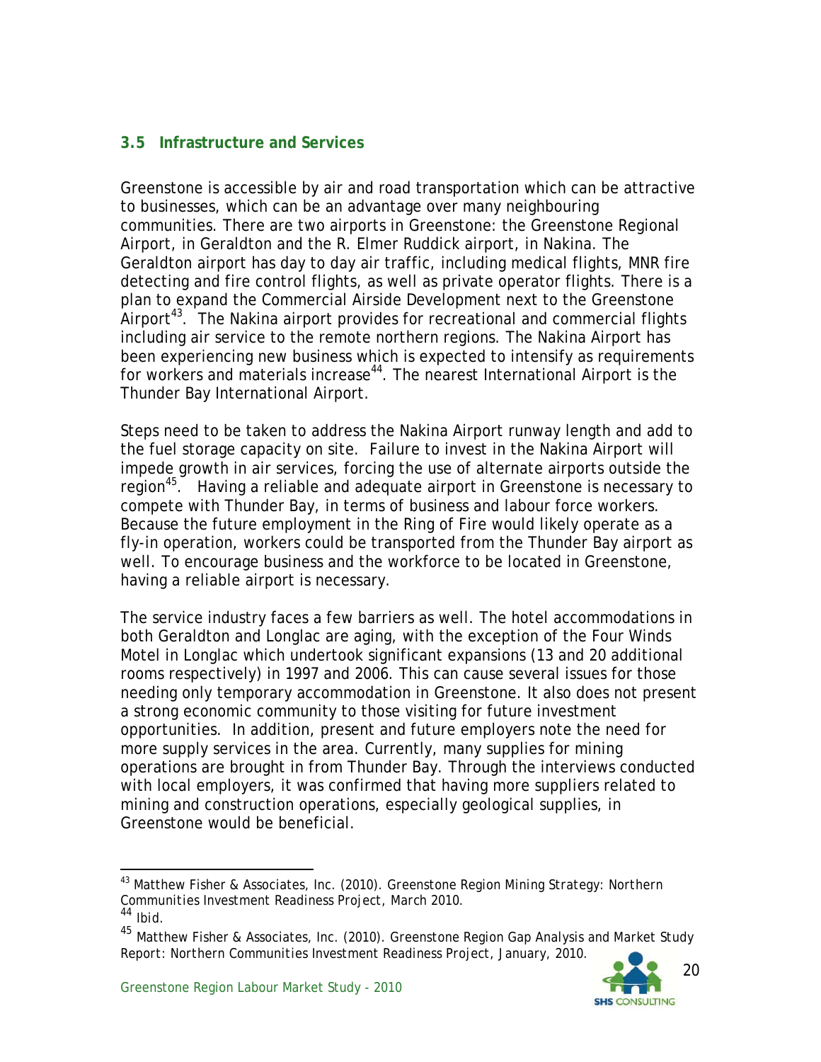### 3.5 Infrastructure and Services

Greenstone is accessible by air and road transportation which can be attractive to businesses, which can be an advantage over many neighbouring communities. There are two airports in Greenstone: the Greenstone Regional Airport, in Geraldton and the R. Elmer Ruddick airport, in Nakina. The Geraldton airport has day to day air traffic, including medical flights, MNR fire detecting and fire control flights, as well as private operator flights. There is a plan to expand the Commercial Airside Development next to the Greenstone Airport[43]. The Nakina airport provides for recreational and commercial flights including air service to the remote northern regions. The Nakina Airport has been experiencing new business which is expected to intensify as requirements for workers and materials increase[44]. The nearest International Airport is the Thunder Bay International Airport.

Steps need to be taken to address the Nakina Airport runway length and add to the fuel storage capacity on site. Failure to invest in the Nakina Airport will impede growth in air services, forcing the use of alternate airports outside the region[45]. Having a reliable and adequate airport in Greenstone is necessary to compete with Thunder Bay, in terms of business and labour force workers. Because the future employment in the Ring of Fire would likely operate as a fly-in operation, workers could be transported from the Thunder Bay airport as well. To encourage business and the workforce to be located in Greenstone, having a reliable airport is necessary.

The service industry faces a few barriers as well. The hotel accommodations in both Geraldton and Longlac are aging, with the exception of the Four Winds Motel in Longlac which undertook significant expansions (13 and 20 additional rooms respectively) in 1997 and 2006. This can cause several issues for those needing only temporary accommodation in Greenstone. It also does not present a strong economic community to those visiting for future investment opportunities. In addition, present and future employers note the need for more supply services in the area. Currently, many supplies for mining operations are brought in from Thunder Bay. Through the interviews conducted with local employers, it was confirmed that having more suppliers related to mining and construction operations, especially geological supplies, in Greenstone would be beneficial.

---

[43] Matthew Fisher & Associates, Inc. (2010). *Greenstone Region Mining Strategy: Northern Communities Investment Readiness Project*, March 2010.

[44] Ibid.

[45] Matthew Fisher & Associates, Inc. (2010). *Greenstone Region Gap Analysis and Market Study Report: Northern Communities Investment Readiness Project*, January, 2010.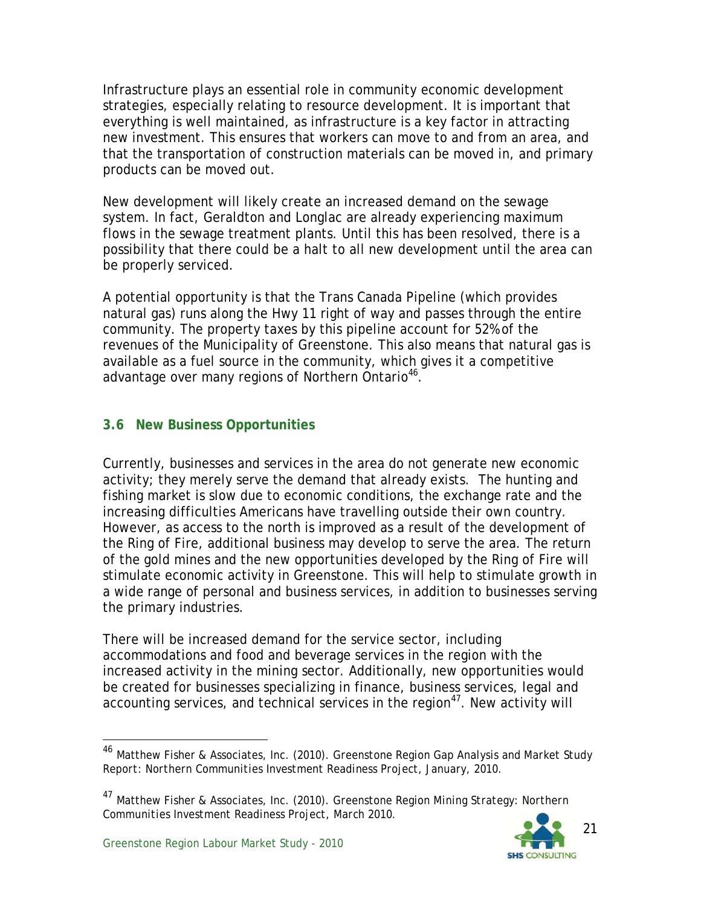Infrastructure plays an essential role in community economic development strategies, especially relating to resource development. It is important that everything is well maintained, as infrastructure is a key factor in attracting new investment. This ensures that workers can move to and from an area, and that the transportation of construction materials can be moved in, and primary products can be moved out.

New development will likely create an increased demand on the sewage system. In fact, Geraldton and Longlac are already experiencing maximum flows in the sewage treatment plants. Until this has been resolved, there is a possibility that there could be a halt to all new development until the area can be properly serviced.

A potential opportunity is that the Trans Canada Pipeline (which provides natural gas) runs along the Hwy 11 right of way and passes through the entire community. The property taxes by this pipeline account for 52% of the revenues of the Municipality of Greenstone. This also means that natural gas is available as a fuel source in the community, which gives it a competitive advantage over many regions of Northern Ontario[46].

### 3.6 New Business Opportunities

Currently, businesses and services in the area do not generate new economic activity; they merely serve the demand that already exists. The hunting and fishing market is slow due to economic conditions, the exchange rate and the increasing difficulties Americans have travelling outside their own country. However, as access to the north is improved as a result of the development of the Ring of Fire, additional business may develop to serve the area. The return of the gold mines and the new opportunities developed by the Ring of Fire will stimulate economic activity in Greenstone. This will help to stimulate growth in a wide range of personal and business services, in addition to businesses serving the primary industries.

There will be increased demand for the service sector, including accommodations and food and beverage services in the region with the increased activity in the mining sector. Additionally, new opportunities would be created for businesses specializing in finance, business services, legal and accounting services, and technical services in the region[47]. New activity will

---

[46] Matthew Fisher & Associates, Inc. (2010). Greenstone Region Gap Analysis and Market Study Report: *Northern Communities Investment Readiness Project*, January, 2010.

[47] Matthew Fisher & Associates, Inc. (2010). Greenstone Region Mining Strategy: *Northern Communities Investment Readiness Project*, March 2010.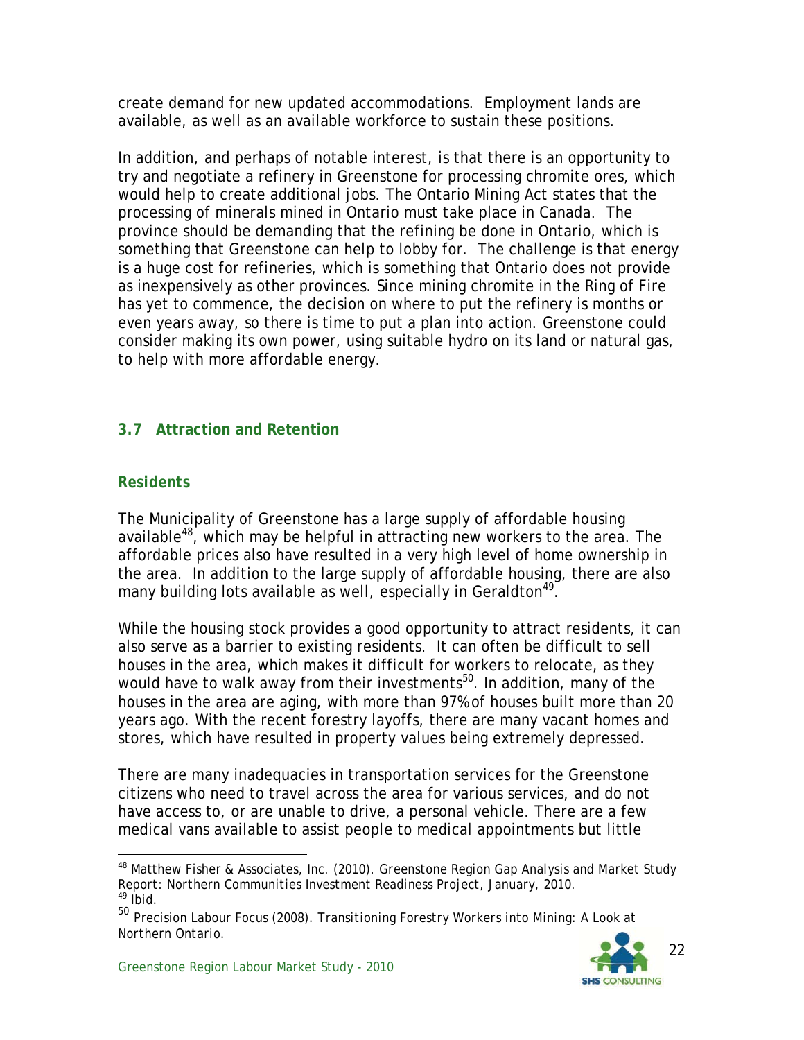create demand for new updated accommodations. Employment lands are available, as well as an available workforce to sustain these positions.

In addition, and perhaps of notable interest, is that there is an opportunity to try and negotiate a refinery in Greenstone for processing chromite ores, which would help to create additional jobs. The Ontario Mining Act states that the processing of minerals mined in Ontario must take place in Canada. The province should be demanding that the refining be done in Ontario, which is something that Greenstone can help to lobby for. The challenge is that energy is a huge cost for refineries, which is something that Ontario does not provide as inexpensively as other provinces. Since mining chromite in the Ring of Fire has yet to commence, the decision on where to put the refinery is months or even years away, so there is time to put a plan into action. Greenstone could consider making its own power, using suitable hydro on its land or natural gas, to help with more affordable energy.

### 3.7 Attraction and Retention

#### Residents

The Municipality of Greenstone has a large supply of affordable housing available[48], which may be helpful in attracting new workers to the area. The affordable prices also have resulted in a very high level of home ownership in the area. In addition to the large supply of affordable housing, there are also many building lots available as well, especially in Geraldton[49].

While the housing stock provides a good opportunity to attract residents, it can also serve as a barrier to existing residents. It can often be difficult to sell houses in the area, which makes it difficult for workers to relocate, as they would have to walk away from their investments[50]. In addition, many of the houses in the area are aging, with more than 97% of houses built more than 20 years ago. With the recent forestry layoffs, there are many vacant homes and stores, which have resulted in property values being extremely depressed.

There are many inadequacies in transportation services for the Greenstone citizens who need to travel across the area for various services, and do not have access to, or are unable to drive, a personal vehicle. There are a few medical vans available to assist people to medical appointments but little

---

[48] Matthew Fisher & Associates, Inc. (2010). *Greenstone Region Gap Analysis and Market Study Report: Northern Communities Investment Readiness Project*, January, 2010.

[49] Ibid.

[50] Precision Labour Focus (2008). *Transitioning Forestry Workers into Mining: A Look at Northern Ontario*.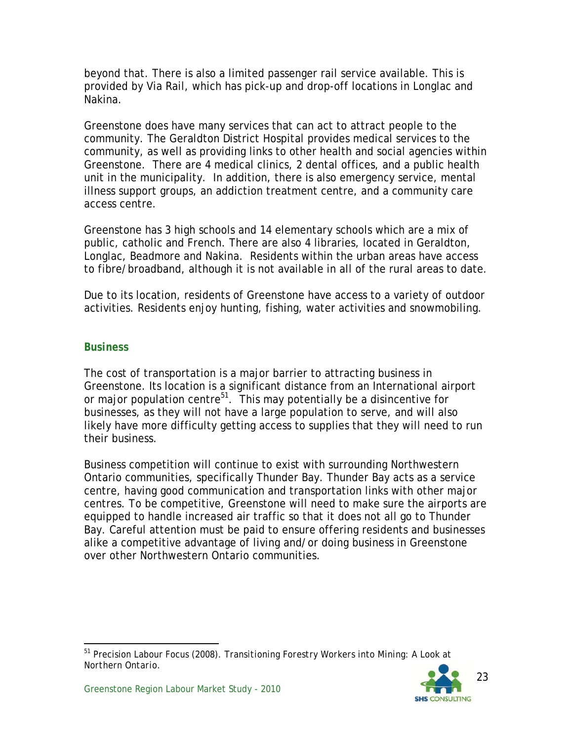beyond that. There is also a limited passenger rail service available. This is provided by Via Rail, which has pick-up and drop-off locations in Longlac and Nakina.

Greenstone does have many services that can act to attract people to the community. The Geraldton District Hospital provides medical services to the community, as well as providing links to other health and social agencies within Greenstone. There are 4 medical clinics, 2 dental offices, and a public health unit in the municipality. In addition, there is also emergency service, mental illness support groups, an addiction treatment centre, and a community care access centre.

Greenstone has 3 high schools and 14 elementary schools which are a mix of public, catholic and French. There are also 4 libraries, located in Geraldton, Longlac, Beadmore and Nakina. Residents within the urban areas have access to fibre/broadband, although it is not available in all of the rural areas to date.

Due to its location, residents of Greenstone have access to a variety of outdoor activities. Residents enjoy hunting, fishing, water activities and snowmobiling.

### Business

The cost of transportation is a major barrier to attracting business in Greenstone. Its location is a significant distance from an International airport or major population centre[51]. This may potentially be a disincentive for businesses, as they will not have a large population to serve, and will also likely have more difficulty getting access to supplies that they will need to run their business.

Business competition will continue to exist with surrounding Northwestern Ontario communities, specifically Thunder Bay. Thunder Bay acts as a service centre, having good communication and transportation links with other major centres. To be competitive, Greenstone will need to make sure the airports are equipped to handle increased air traffic so that it does not all go to Thunder Bay. Careful attention must be paid to ensure offering residents and businesses alike a competitive advantage of living and/or doing business in Greenstone over other Northwestern Ontario communities.

---

[51] Precision Labour Focus (2008). *Transitioning Forestry Workers into Mining: A Look at Northern Ontario.*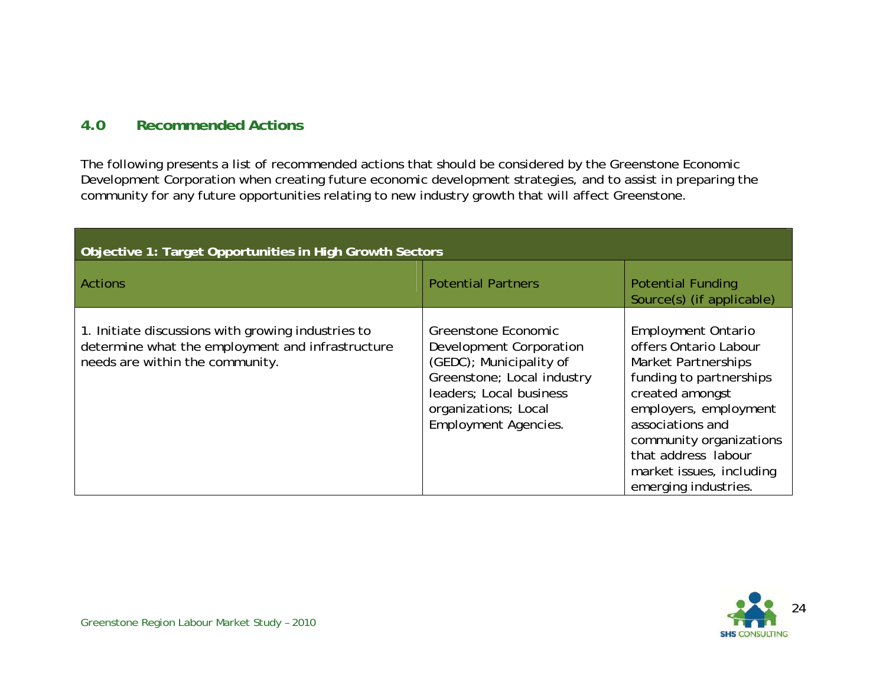## 4.0 Recommended Actions

The following presents a list of recommended actions that should be considered by the Greenstone Economic Development Corporation when creating future economic development strategies, and to assist in preparing the community for any future opportunities relating to new industry growth that will affect Greenstone.

| **Objective 1: Target Opportunities in High Growth Sectors** | | |
|---|---|---|
| Actions | Potential Partners | Potential Funding Source(s) (if applicable) |
| 1. Initiate discussions with growing industries to determine what the employment and infrastructure needs are within the community. | Greenstone Economic Development Corporation (GEDC); Municipality of Greenstone; Local industry leaders; Local business organizations; Local Employment Agencies. | Employment Ontario offers Ontario Labour Market Partnerships funding to partnerships created amongst employers, employment associations and community organizations that address labour market issues, including emerging industries. |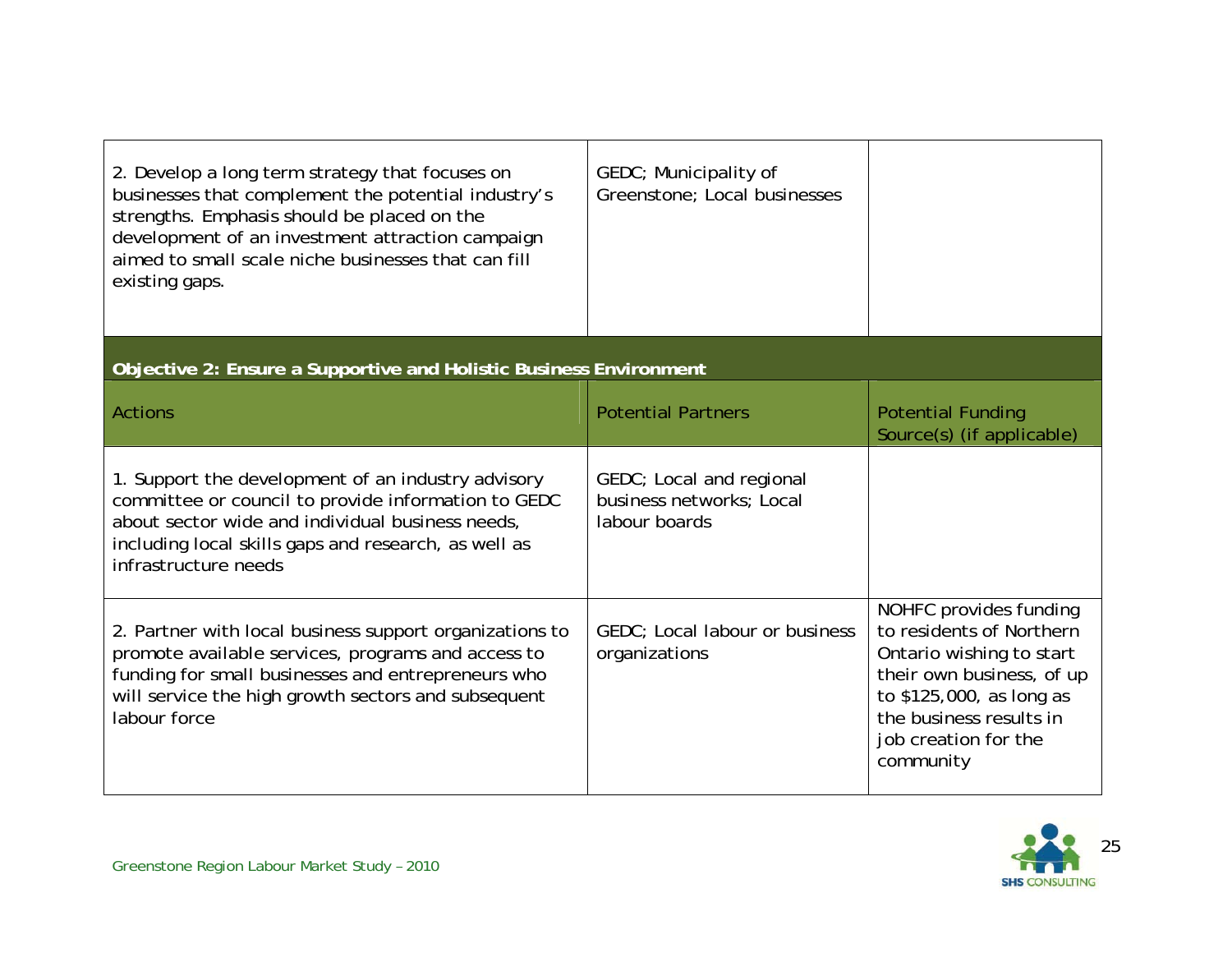| | | |
|---|---|---|
| 2. Develop a long term strategy that focuses on businesses that complement the potential industry's strengths. Emphasis should be placed on the development of an investment attraction campaign aimed to small scale niche businesses that can fill existing gaps. | GEDC; Municipality of Greenstone; Local businesses | |

**Objective 2: Ensure a Supportive and Holistic Business Environment**

| Actions | Potential Partners | Potential Funding Source(s) (if applicable) |
|---|---|---|
| 1. Support the development of an industry advisory committee or council to provide information to GEDC about sector wide and individual business needs, including local skills gaps and research, as well as infrastructure needs | GEDC; Local and regional business networks; Local labour boards | |
| 2. Partner with local business support organizations to promote available services, programs and access to funding for small businesses and entrepreneurs who will service the high growth sectors and subsequent labour force | GEDC; Local labour or business organizations | NOHFC provides funding to residents of Northern Ontario wishing to start their own business, of up to $125,000, as long as the business results in job creation for the community |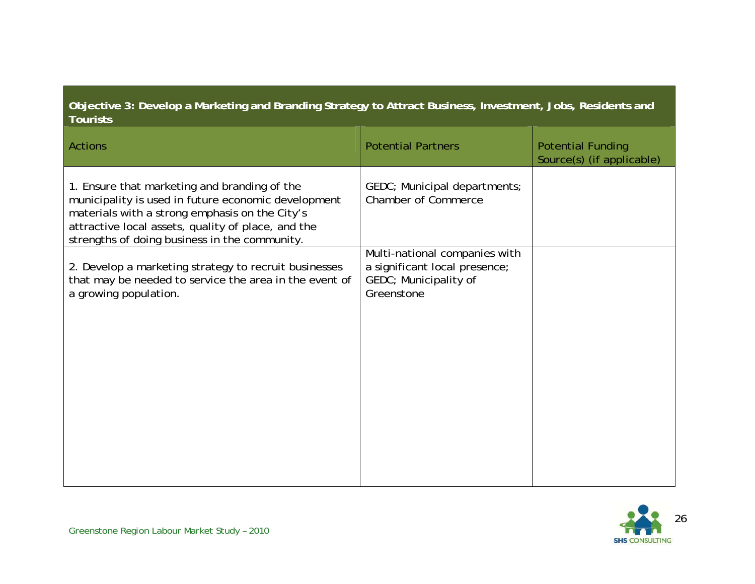| Objective 3: Develop a Marketing and Branding Strategy to Attract Business, Investment, Jobs, Residents and Tourists | | |
|---|---|---|
| Actions | Potential Partners | Potential Funding Source(s) (if applicable) |
| 1. Ensure that marketing and branding of the municipality is used in future economic development materials with a strong emphasis on the City's attractive local assets, quality of place, and the strengths of doing business in the community. | GEDC; Municipal departments; Chamber of Commerce | |
| 2. Develop a marketing strategy to recruit businesses that may be needed to service the area in the event of a growing population. | Multi-national companies with a significant local presence; GEDC; Municipality of Greenstone | |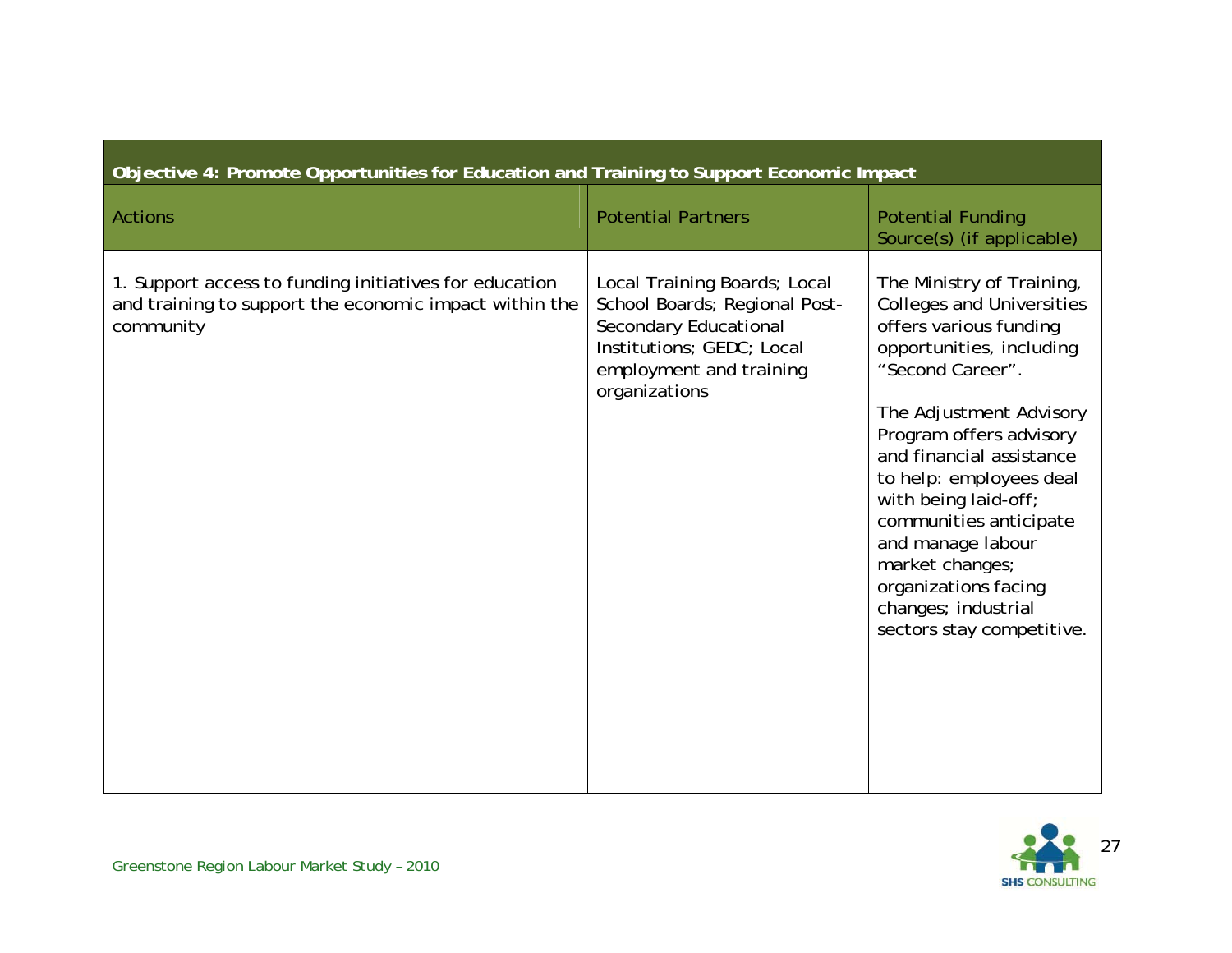| Objective 4: Promote Opportunities for Education and Training to Support Economic Impact | | |
|---|---|---|
| Actions | Potential Partners | Potential Funding Source(s) (if applicable) |
| 1. Support access to funding initiatives for education and training to support the economic impact within the community | Local Training Boards; Local School Boards; Regional Post-Secondary Educational Institutions; GEDC; Local employment and training organizations | The Ministry of Training, Colleges and Universities offers various funding opportunities, including "Second Career".<br><br>The Adjustment Advisory Program offers advisory and financial assistance to help: employees deal with being laid-off; communities anticipate and manage labour market changes; organizations facing changes; industrial sectors stay competitive. |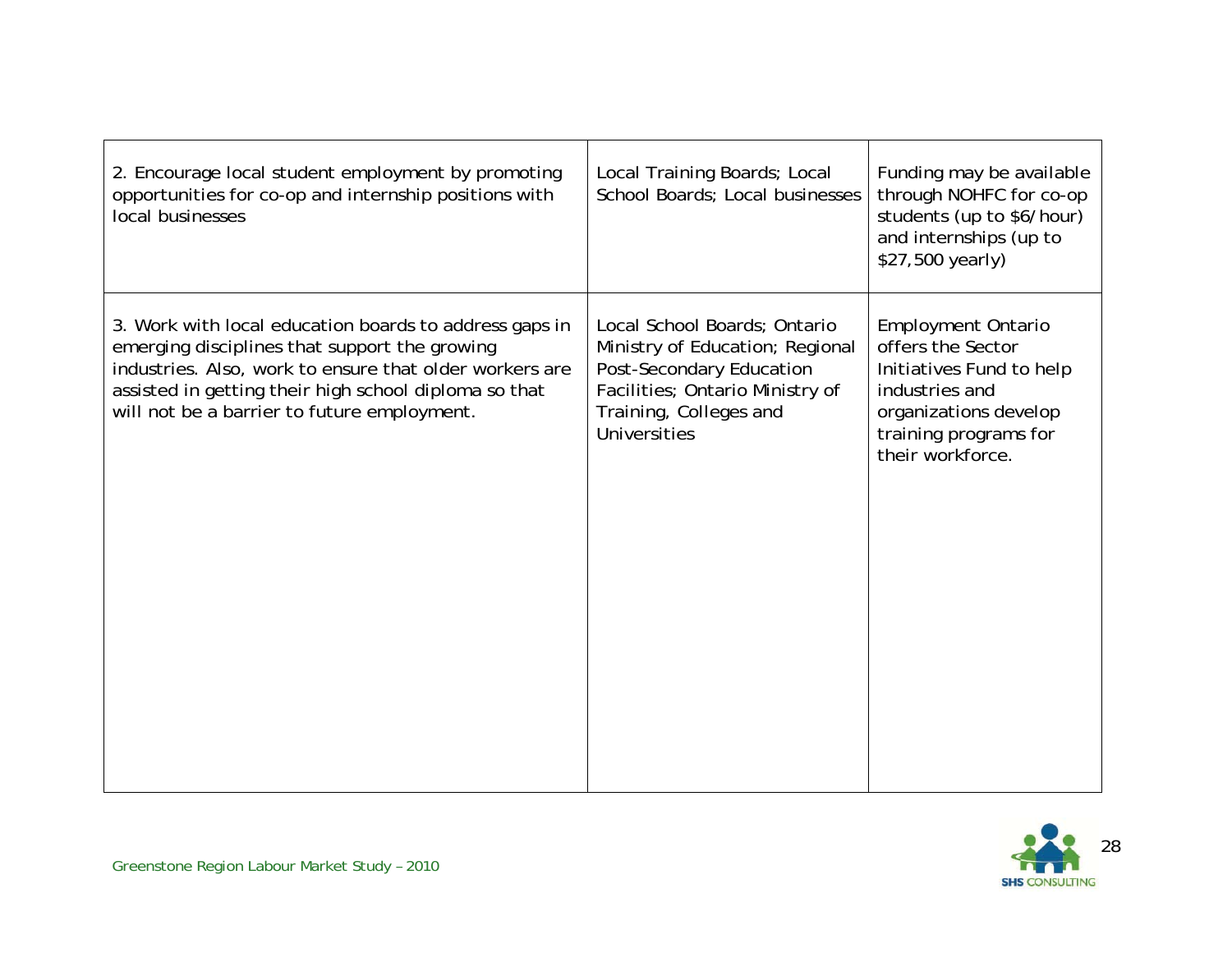| | | |
|---|---|---|
| 2. Encourage local student employment by promoting opportunities for co-op and internship positions with local businesses | Local Training Boards; Local School Boards; Local businesses | Funding may be available through NOHFC for co-op students (up to $6/hour) and internships (up to $27,500 yearly) |
| 3. Work with local education boards to address gaps in emerging disciplines that support the growing industries. Also, work to ensure that older workers are assisted in getting their high school diploma so that will not be a barrier to future employment. | Local School Boards; Ontario Ministry of Education; Regional Post-Secondary Education Facilities; Ontario Ministry of Training, Colleges and Universities | Employment Ontario offers the Sector Initiatives Fund to help industries and organizations develop training programs for their workforce. |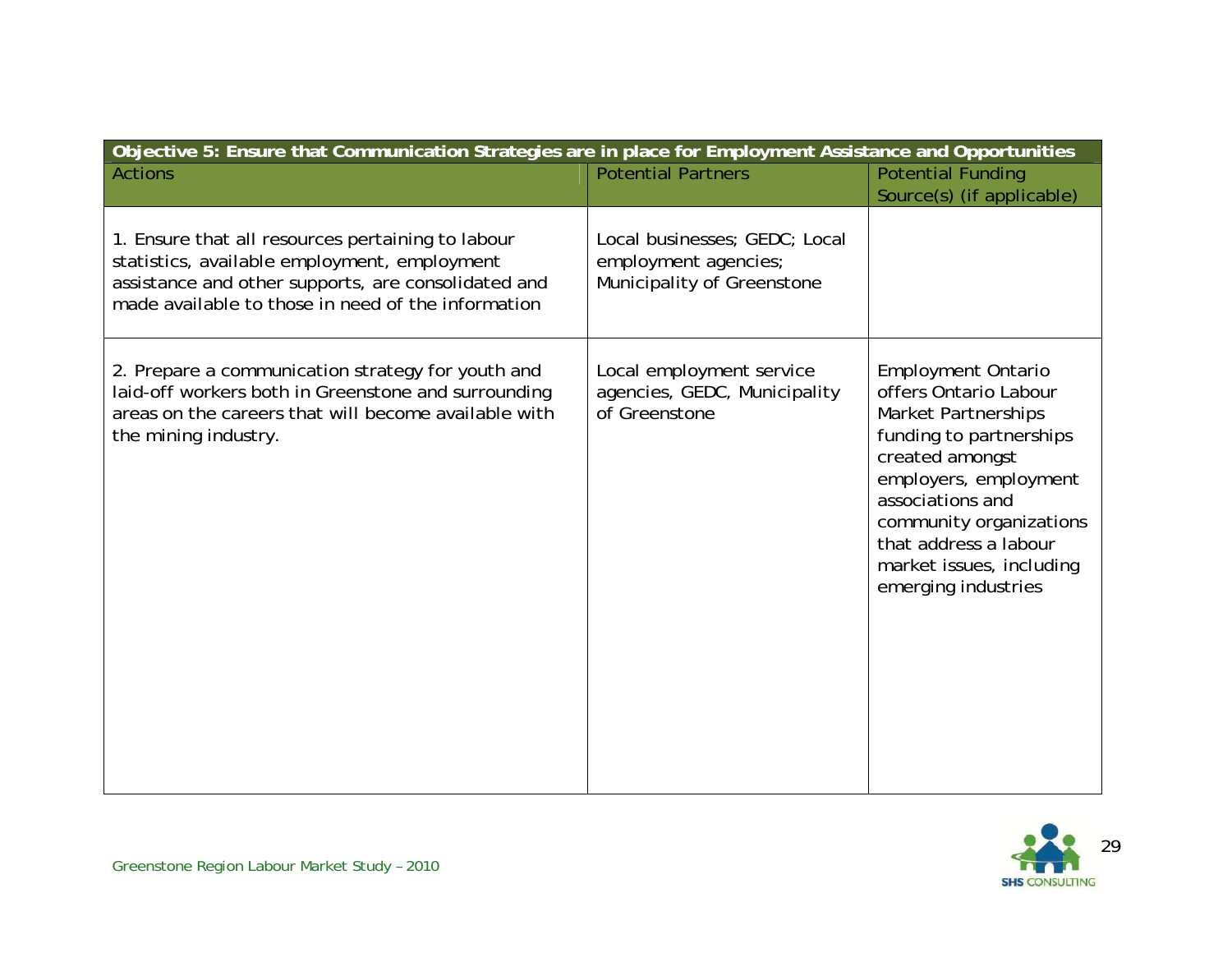| Objective 5: Ensure that Communication Strategies are in place for Employment Assistance and Opportunities | | |
|---|---|---|
| Actions | Potential Partners | Potential Funding Source(s) (if applicable) |
| 1. Ensure that all resources pertaining to labour statistics, available employment, employment assistance and other supports, are consolidated and made available to those in need of the information | Local businesses; GEDC; Local employment agencies; Municipality of Greenstone | |
| 2. Prepare a communication strategy for youth and laid-off workers both in Greenstone and surrounding areas on the careers that will become available with the mining industry. | Local employment service agencies, GEDC, Municipality of Greenstone | Employment Ontario offers Ontario Labour Market Partnerships funding to partnerships created amongst employers, employment associations and community organizations that address a labour market issues, including emerging industries |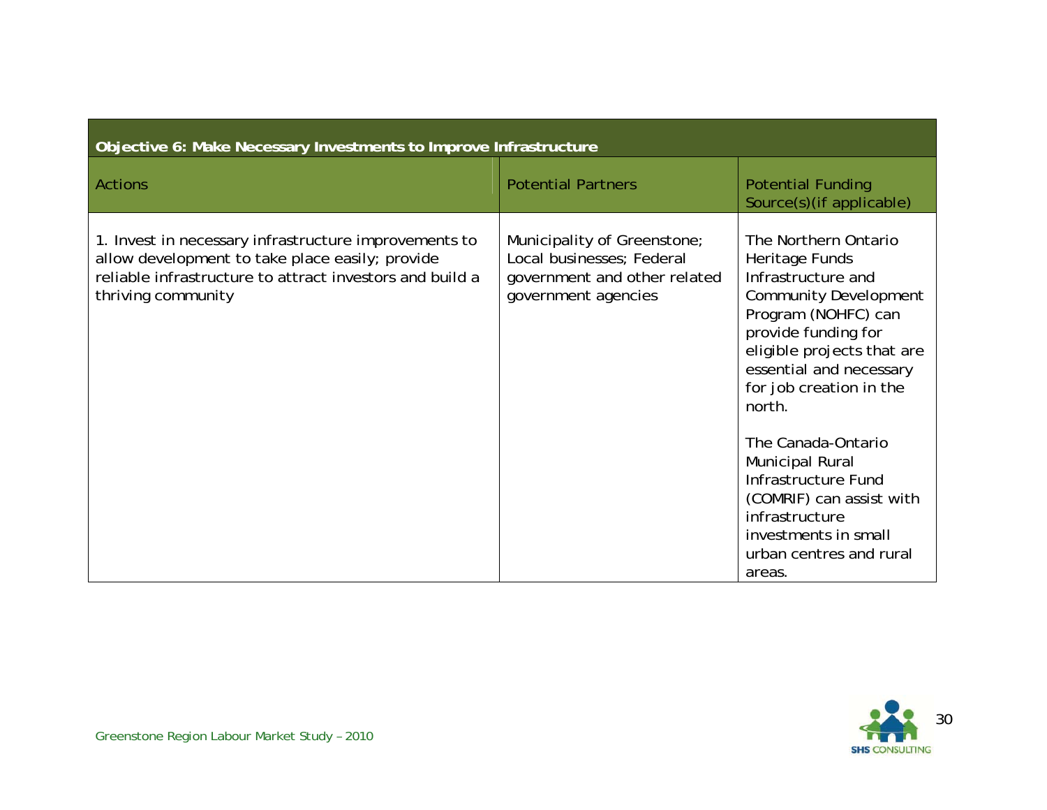| Objective 6: Make Necessary Investments to Improve Infrastructure | | |
|---|---|---|
| Actions | Potential Partners | Potential Funding Source(s)(if applicable) |
| 1. Invest in necessary infrastructure improvements to allow development to take place easily; provide reliable infrastructure to attract investors and build a thriving community | Municipality of Greenstone; Local businesses; Federal government and other related government agencies | The Northern Ontario Heritage Funds Infrastructure and Community Development Program (NOHFC) can provide funding for eligible projects that are essential and necessary for job creation in the north.<br><br>The Canada-Ontario Municipal Rural Infrastructure Fund (COMRIF) can assist with infrastructure investments in small urban centres and rural areas. |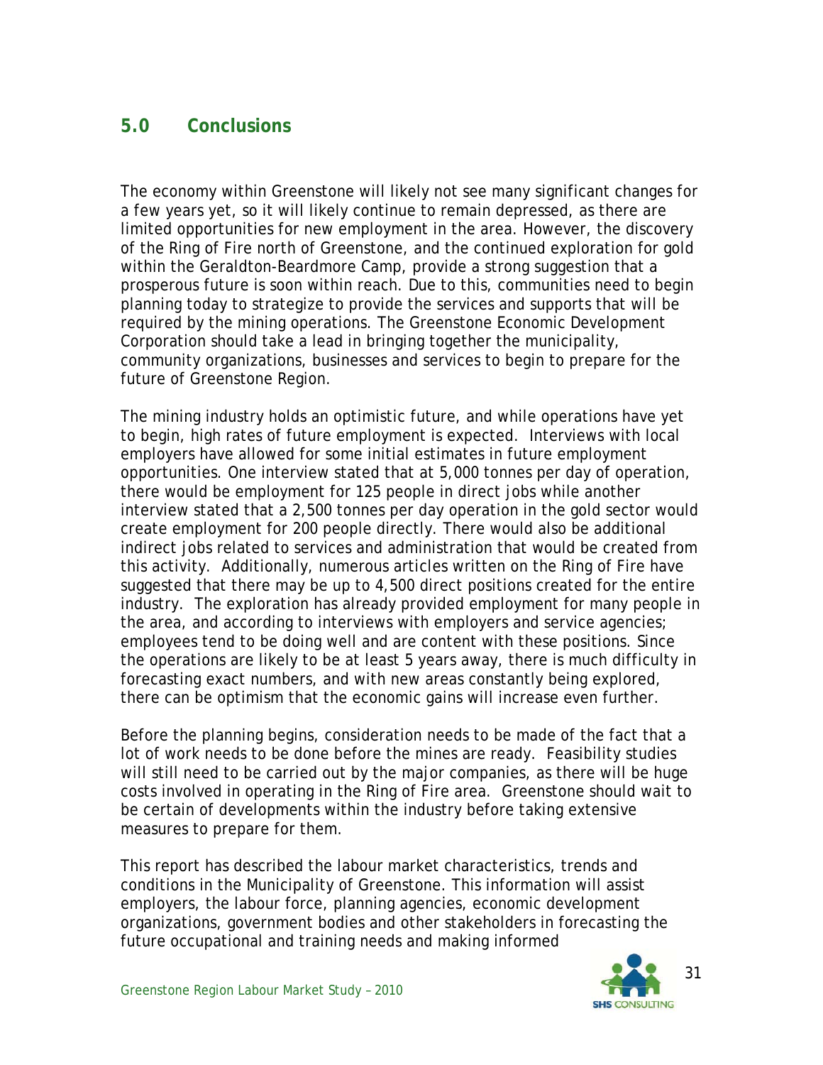## 5.0 Conclusions

The economy within Greenstone will likely not see many significant changes for a few years yet, so it will likely continue to remain depressed, as there are limited opportunities for new employment in the area. However, the discovery of the Ring of Fire north of Greenstone, and the continued exploration for gold within the Geraldton-Beardmore Camp, provide a strong suggestion that a prosperous future is soon within reach. Due to this, communities need to begin planning today to strategize to provide the services and supports that will be required by the mining operations. The Greenstone Economic Development Corporation should take a lead in bringing together the municipality, community organizations, businesses and services to begin to prepare for the future of Greenstone Region.

The mining industry holds an optimistic future, and while operations have yet to begin, high rates of future employment is expected. Interviews with local employers have allowed for some initial estimates in future employment opportunities. One interview stated that at 5,000 tonnes per day of operation, there would be employment for 125 people in direct jobs while another interview stated that a 2,500 tonnes per day operation in the gold sector would create employment for 200 people directly. There would also be additional indirect jobs related to services and administration that would be created from this activity. Additionally, numerous articles written on the Ring of Fire have suggested that there may be up to 4,500 direct positions created for the entire industry. The exploration has already provided employment for many people in the area, and according to interviews with employers and service agencies; employees tend to be doing well and are content with these positions. Since the operations are likely to be at least 5 years away, there is much difficulty in forecasting exact numbers, and with new areas constantly being explored, there can be optimism that the economic gains will increase even further.

Before the planning begins, consideration needs to be made of the fact that a lot of work needs to be done before the mines are ready. Feasibility studies will still need to be carried out by the major companies, as there will be huge costs involved in operating in the Ring of Fire area. Greenstone should wait to be certain of developments within the industry before taking extensive measures to prepare for them.

This report has described the labour market characteristics, trends and conditions in the Municipality of Greenstone. This information will assist employers, the labour force, planning agencies, economic development organizations, government bodies and other stakeholders in forecasting the future occupational and training needs and making informed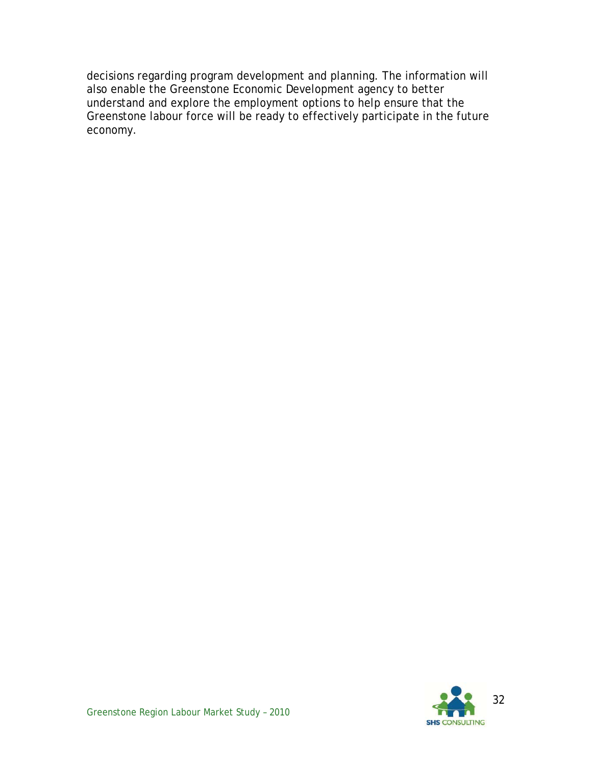decisions regarding program development and planning. The information will also enable the Greenstone Economic Development agency to better understand and explore the employment options to help ensure that the Greenstone labour force will be ready to effectively participate in the future economy.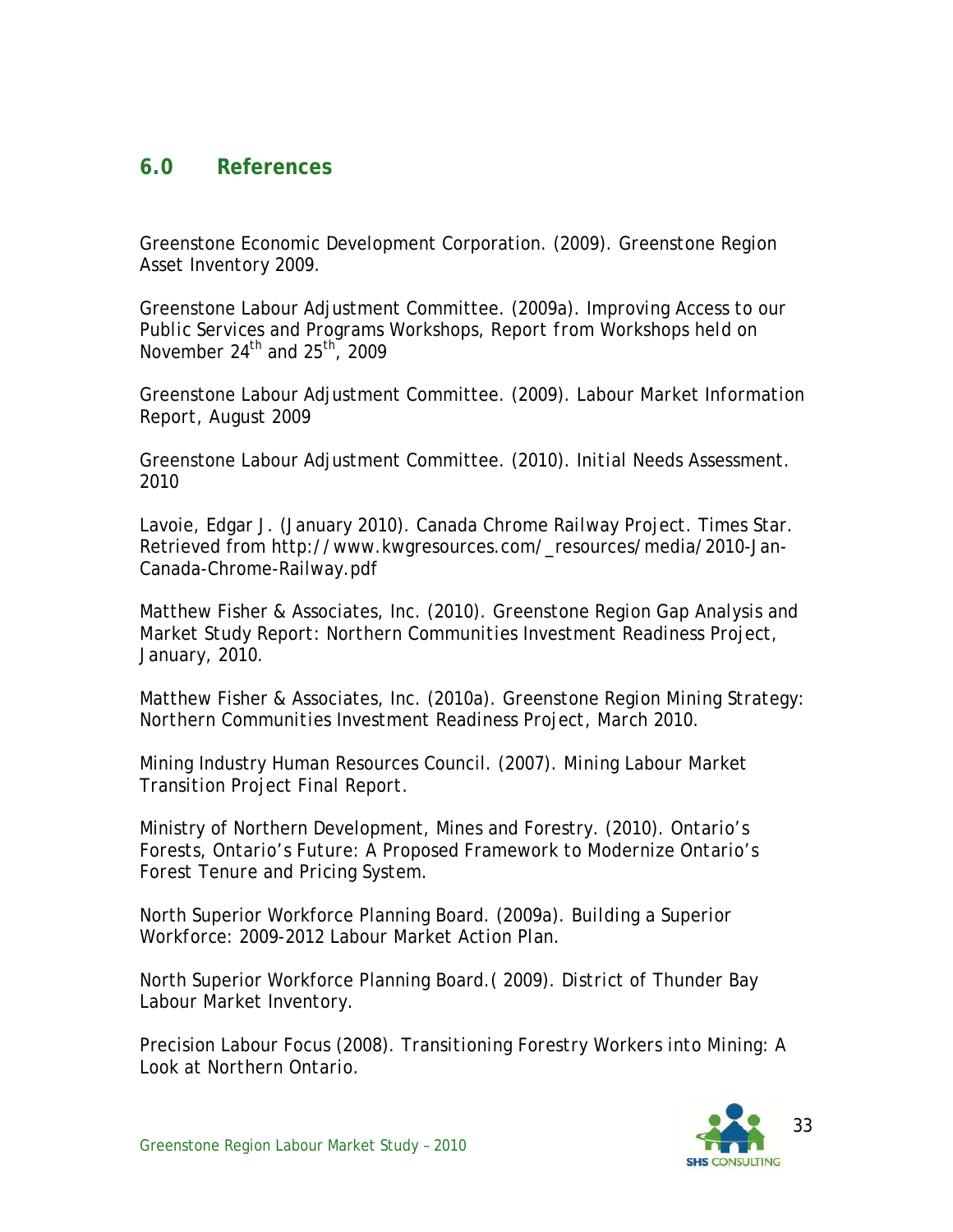## 6.0 References

Greenstone Economic Development Corporation. (2009). Greenstone Region Asset Inventory 2009.

Greenstone Labour Adjustment Committee. (2009a). Improving Access to our Public Services and Programs Workshops, Report from Workshops held on November 24th and 25th, 2009

Greenstone Labour Adjustment Committee. (2009). Labour Market Information Report, August 2009

Greenstone Labour Adjustment Committee. (2010). Initial Needs Assessment. 2010

Lavoie, Edgar J. (January 2010). Canada Chrome Railway Project. Times Star. Retrieved from http://www.kwgresources.com/_resources/media/2010-Jan-Canada-Chrome-Railway.pdf

Matthew Fisher & Associates, Inc. (2010). Greenstone Region Gap Analysis and Market Study Report: Northern Communities Investment Readiness Project, January, 2010.

Matthew Fisher & Associates, Inc. (2010a). Greenstone Region Mining Strategy: Northern Communities Investment Readiness Project, March 2010.

Mining Industry Human Resources Council. (2007). Mining Labour Market Transition Project Final Report.

Ministry of Northern Development, Mines and Forestry. (2010). Ontario's Forests, Ontario's Future: A Proposed Framework to Modernize Ontario's Forest Tenure and Pricing System.

North Superior Workforce Planning Board. (2009a). Building a Superior Workforce: 2009-2012 Labour Market Action Plan.

North Superior Workforce Planning Board.( 2009). District of Thunder Bay Labour Market Inventory.

Precision Labour Focus (2008). Transitioning Forestry Workers into Mining: A Look at Northern Ontario.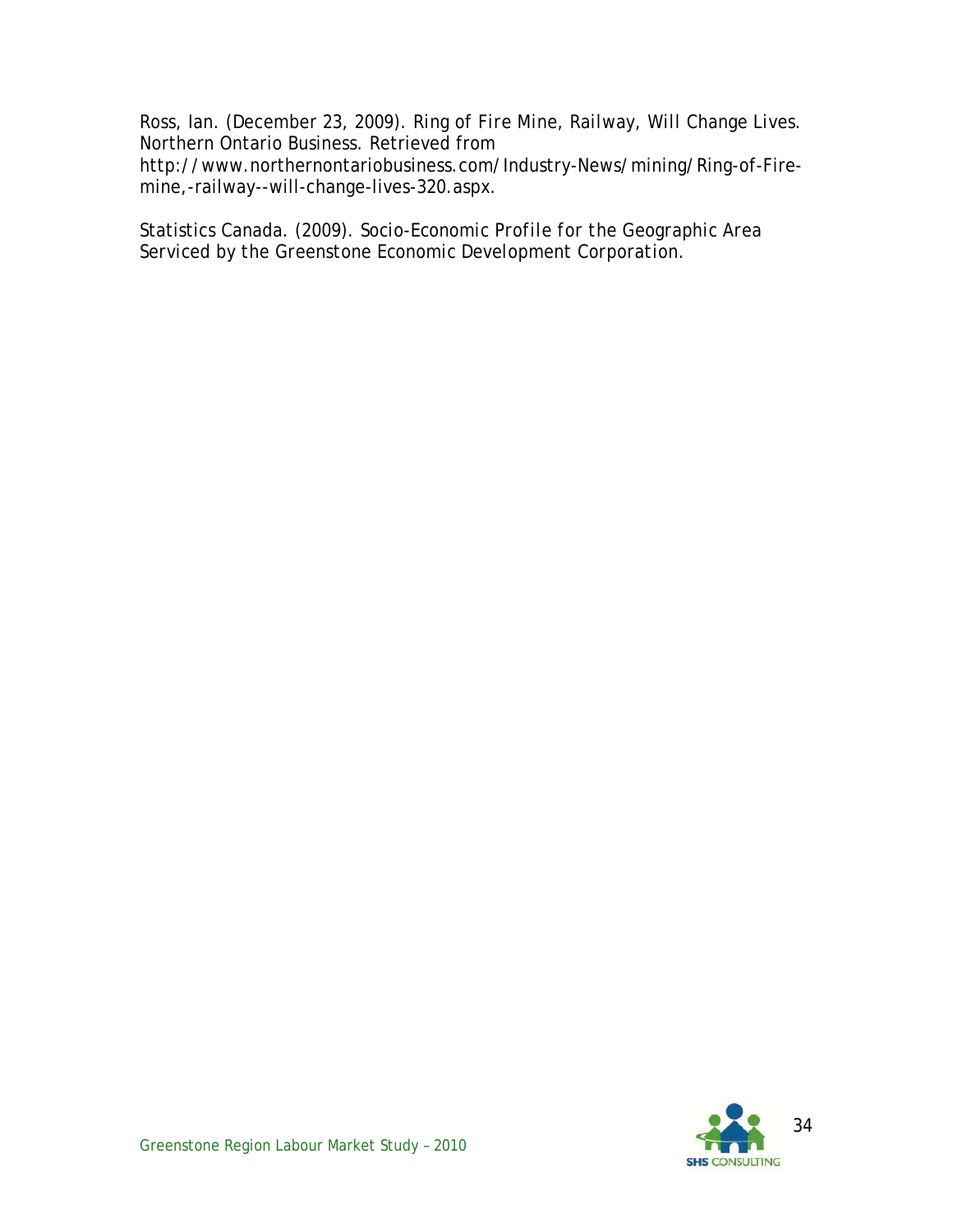Ross, Ian. (December 23, 2009). *Ring of Fire Mine, Railway, Will Change Lives.* Northern Ontario Business. Retrieved from http://www.northernontariobusiness.com/Industry-News/mining/Ring-of-Fire-mine,-railway--will-change-lives-320.aspx.

Statistics Canada. (2009). *Socio-Economic Profile for the Geographic Area Serviced by the Greenstone Economic Development Corporation.*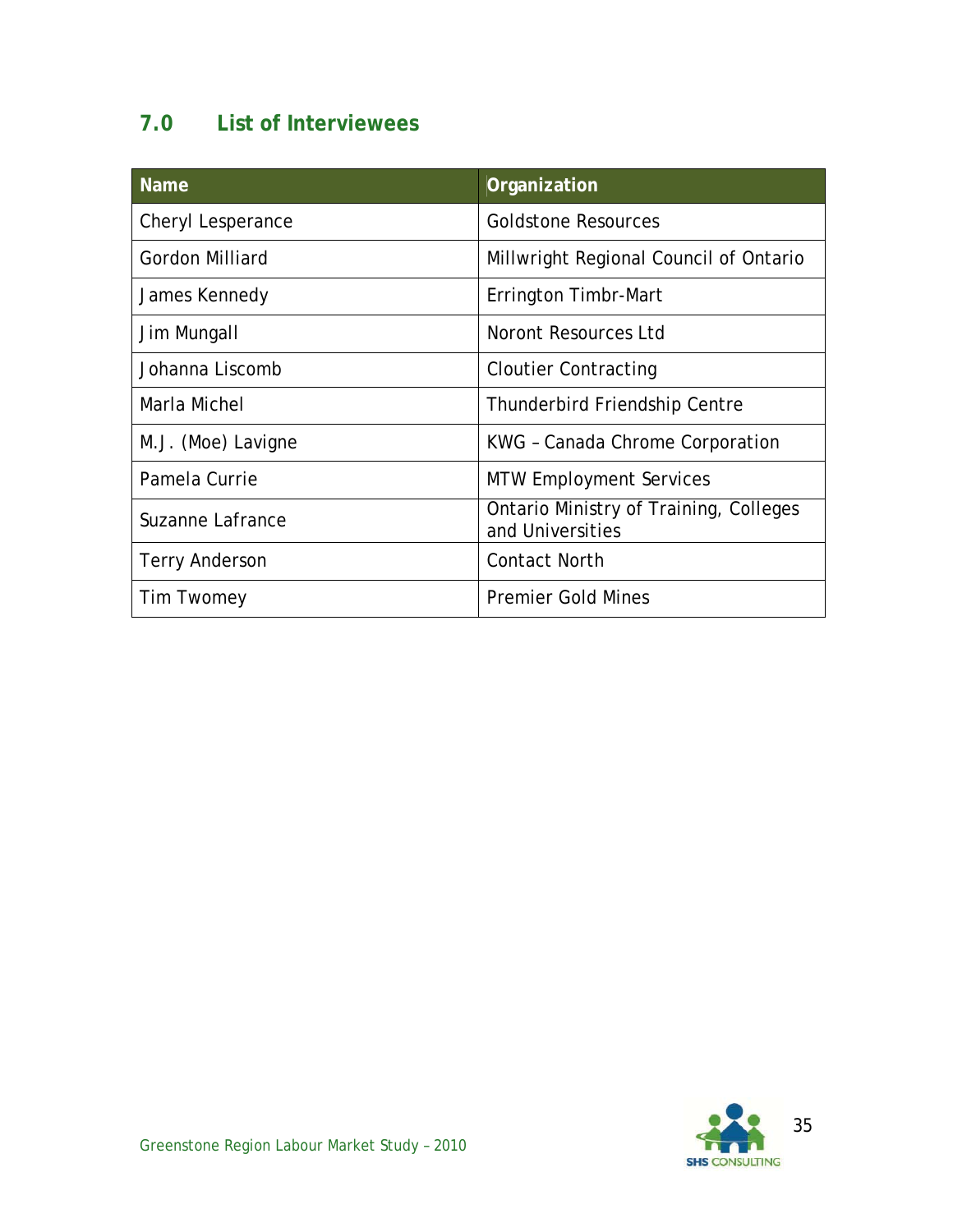## 7.0 List of Interviewees

| Name | Organization |
| --- | --- |
| Cheryl Lesperance | Goldstone Resources |
| Gordon Milliard | Millwright Regional Council of Ontario |
| James Kennedy | Errington Timbr-Mart |
| Jim Mungall | Noront Resources Ltd |
| Johanna Liscomb | Cloutier Contracting |
| Marla Michel | Thunderbird Friendship Centre |
| M.J. (Moe) Lavigne | KWG – Canada Chrome Corporation |
| Pamela Currie | MTW Employment Services |
| Suzanne Lafrance | Ontario Ministry of Training, Colleges and Universities |
| Terry Anderson | Contact North |
| Tim Twomey | Premier Gold Mines |